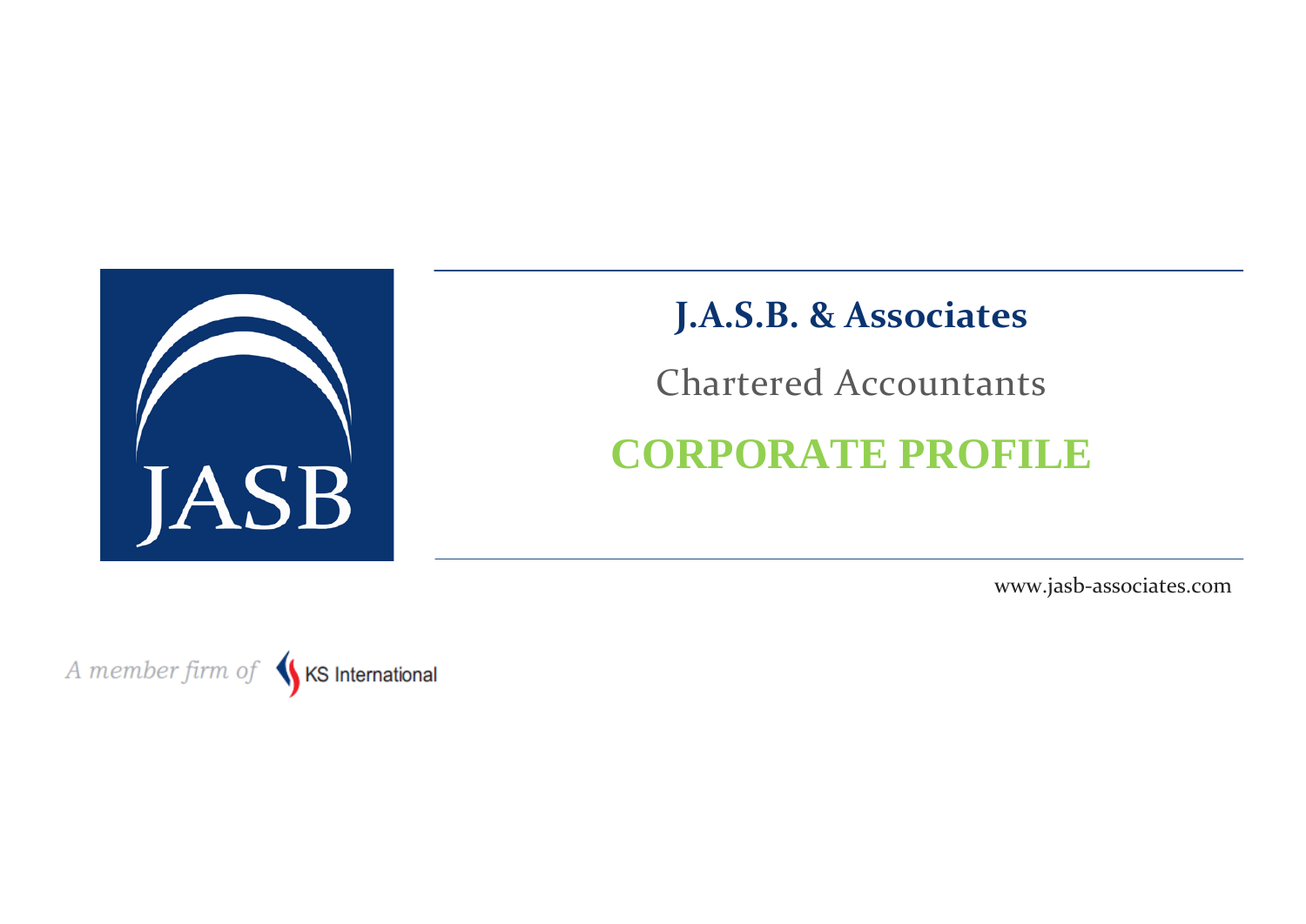JASB

# J.A.S.B. & Associates

Chartered Accountants

## CORPORATE PROFILE

www.jasb-associates.com

*A member firm of* KS International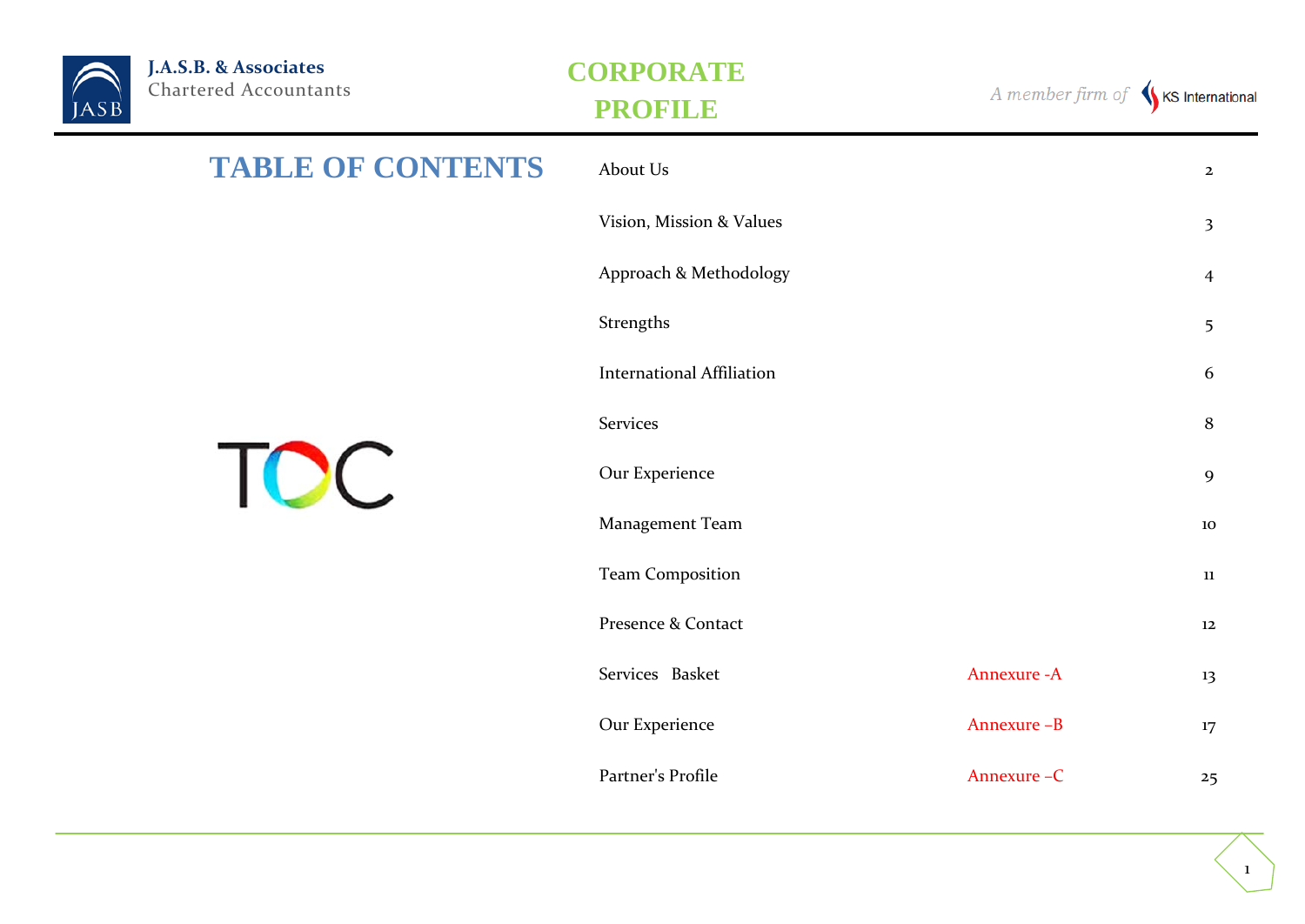# TABLE OF CONTENTS

TOC

| Section | Annexure | Page |
|---|---|---|
| About Us | | 2 |
| Vision, Mission & Values | | 3 |
| Approach & Methodology | | 4 |
| Strengths | | 5 |
| International Affiliation | | 6 |
| Services | | 8 |
| Our Experience | | 9 |
| Management Team | | 10 |
| Team Composition | | 11 |
| Presence & Contact | | 12 |
| Services Basket | Annexure -A | 13 |
| Our Experience | Annexure –B | 17 |
| Partner's Profile | Annexure –C | 25 |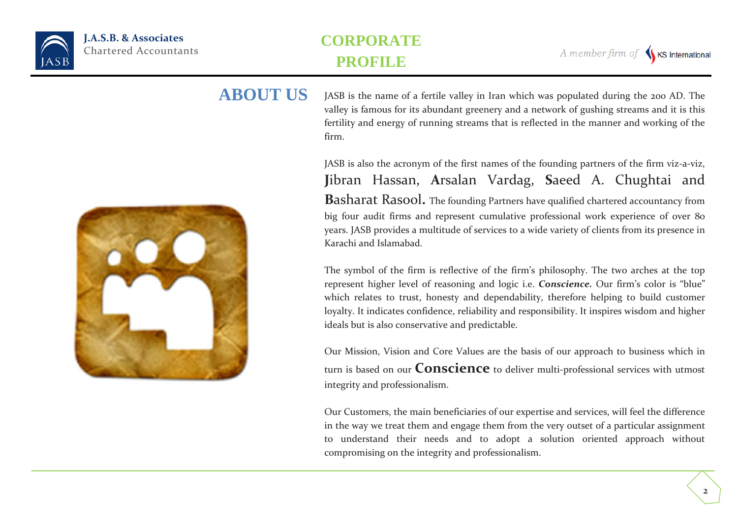# ABOUT US

JASB is the name of a fertile valley in Iran which was populated during the 200 AD. The valley is famous for its abundant greenery and a network of gushing streams and it is this fertility and energy of running streams that is reflected in the manner and working of the firm.

JASB is also the acronym of the first names of the founding partners of the firm viz-a-viz, **J**ibran Hassan, **A**rsalan Vardag, **S**aeed A. Chughtai and **B**asharat Rasool. The founding Partners have qualified chartered accountancy from big four audit firms and represent cumulative professional work experience of over 80 years. JASB provides a multitude of services to a wide variety of clients from its presence in Karachi and Islamabad.

The symbol of the firm is reflective of the firm's philosophy. The two arches at the top represent higher level of reasoning and logic i.e. ***Conscience.*** Our firm's color is "blue" which relates to trust, honesty and dependability, therefore helping to build customer loyalty. It indicates confidence, reliability and responsibility. It inspires wisdom and higher ideals but is also conservative and predictable.

Our Mission, Vision and Core Values are the basis of our approach to business which in turn is based on our **Conscience** to deliver multi-professional services with utmost integrity and professionalism.

Our Customers, the main beneficiaries of our expertise and services, will feel the difference in the way we treat them and engage them from the very outset of a particular assignment to understand their needs and to adopt a solution oriented approach without compromising on the integrity and professionalism.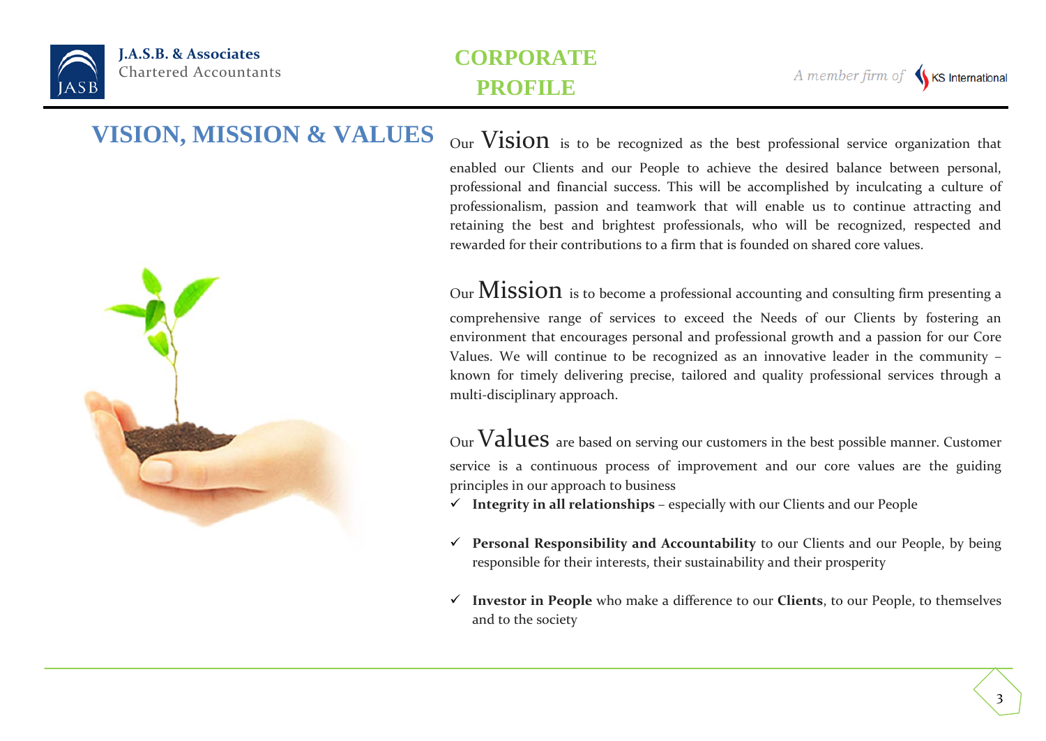# VISION, MISSION & VALUES

Our **Vision** is to be recognized as the best professional service organization that enabled our Clients and our People to achieve the desired balance between personal, professional and financial success. This will be accomplished by inculcating a culture of professionalism, passion and teamwork that will enable us to continue attracting and retaining the best and brightest professionals, who will be recognized, respected and rewarded for their contributions to a firm that is founded on shared core values.

Our **Mission** is to become a professional accounting and consulting firm presenting a comprehensive range of services to exceed the Needs of our Clients by fostering an environment that encourages personal and professional growth and a passion for our Core Values. We will continue to be recognized as an innovative leader in the community – known for timely delivering precise, tailored and quality professional services through a multi-disciplinary approach.

Our **Values** are based on serving our customers in the best possible manner. Customer service is a continuous process of improvement and our core values are the guiding principles in our approach to business

- ✓ **Integrity in all relationships** – especially with our Clients and our People
- ✓ **Personal Responsibility and Accountability** to our Clients and our People, by being responsible for their interests, their sustainability and their prosperity
- ✓ **Investor in People** who make a difference to our **Clients**, to our People, to themselves and to the society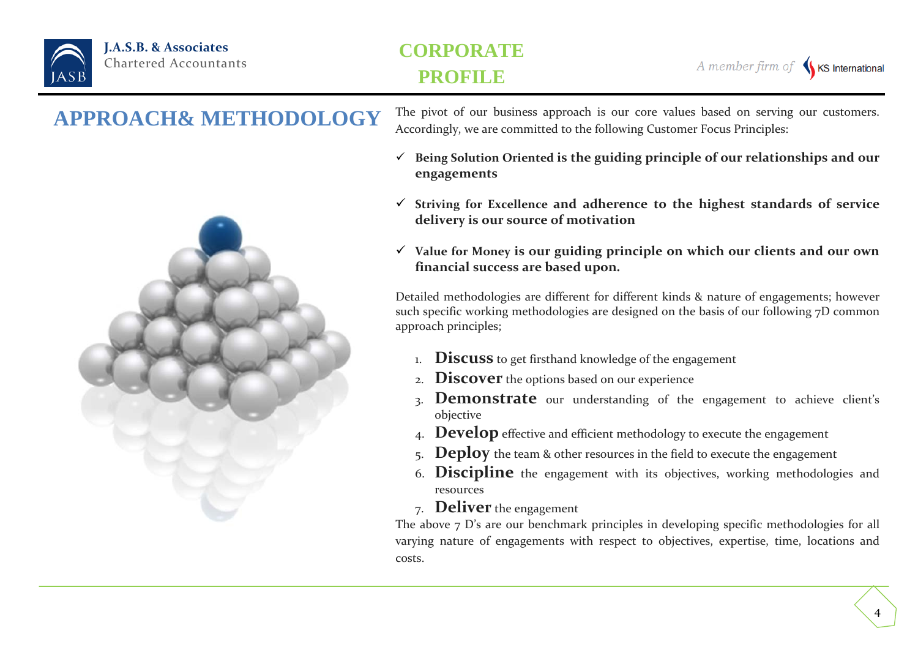## APPROACH& METHODOLOGY

The pivot of our business approach is our core values based on serving our customers. Accordingly, we are committed to the following Customer Focus Principles:

- ✓ **Being Solution Oriented is the guiding principle of our relationships and our engagements**
- ✓ **Striving for Excellence and adherence to the highest standards of service delivery is our source of motivation**
- ✓ **Value for Money is our guiding principle on which our clients and our own financial success are based upon.**

Detailed methodologies are different for different kinds & nature of engagements; however such specific working methodologies are designed on the basis of our following 7D common approach principles;

1. **Discuss** to get firsthand knowledge of the engagement
2. **Discover** the options based on our experience
3. **Demonstrate** our understanding of the engagement to achieve client's objective
4. **Develop** effective and efficient methodology to execute the engagement
5. **Deploy** the team & other resources in the field to execute the engagement
6. **Discipline** the engagement with its objectives, working methodologies and resources
7. **Deliver** the engagement

The above 7 D's are our benchmark principles in developing specific methodologies for all varying nature of engagements with respect to objectives, expertise, time, locations and costs.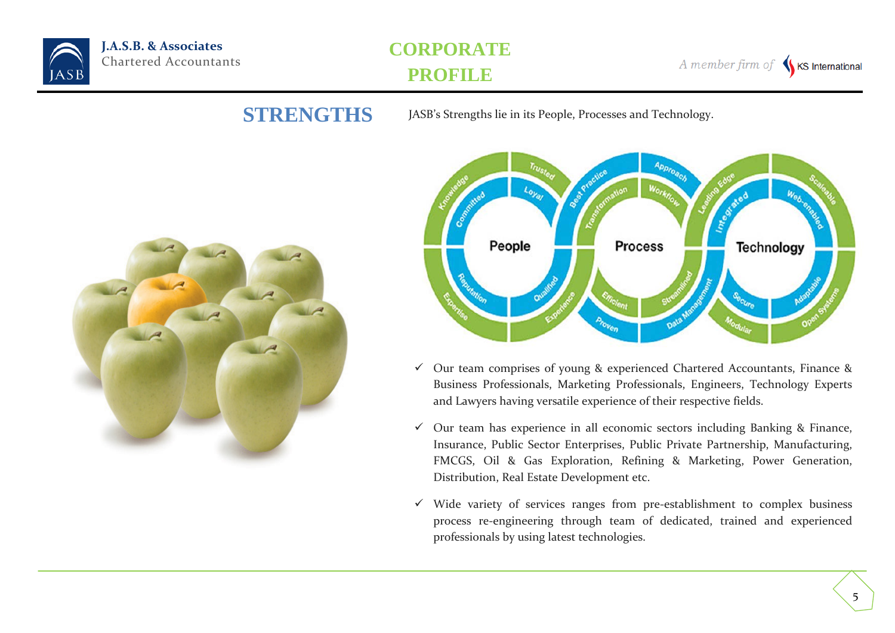## STRENGTHS

JASB's Strengths lie in its People, Processes and Technology.

- ✓ Our team comprises of young & experienced Chartered Accountants, Finance & Business Professionals, Marketing Professionals, Engineers, Technology Experts and Lawyers having versatile experience of their respective fields.
- ✓ Our team has experience in all economic sectors including Banking & Finance, Insurance, Public Sector Enterprises, Public Private Partnership, Manufacturing, FMCGS, Oil & Gas Exploration, Refining & Marketing, Power Generation, Distribution, Real Estate Development etc.
- ✓ Wide variety of services ranges from pre-establishment to complex business process re-engineering through team of dedicated, trained and experienced professionals by using latest technologies.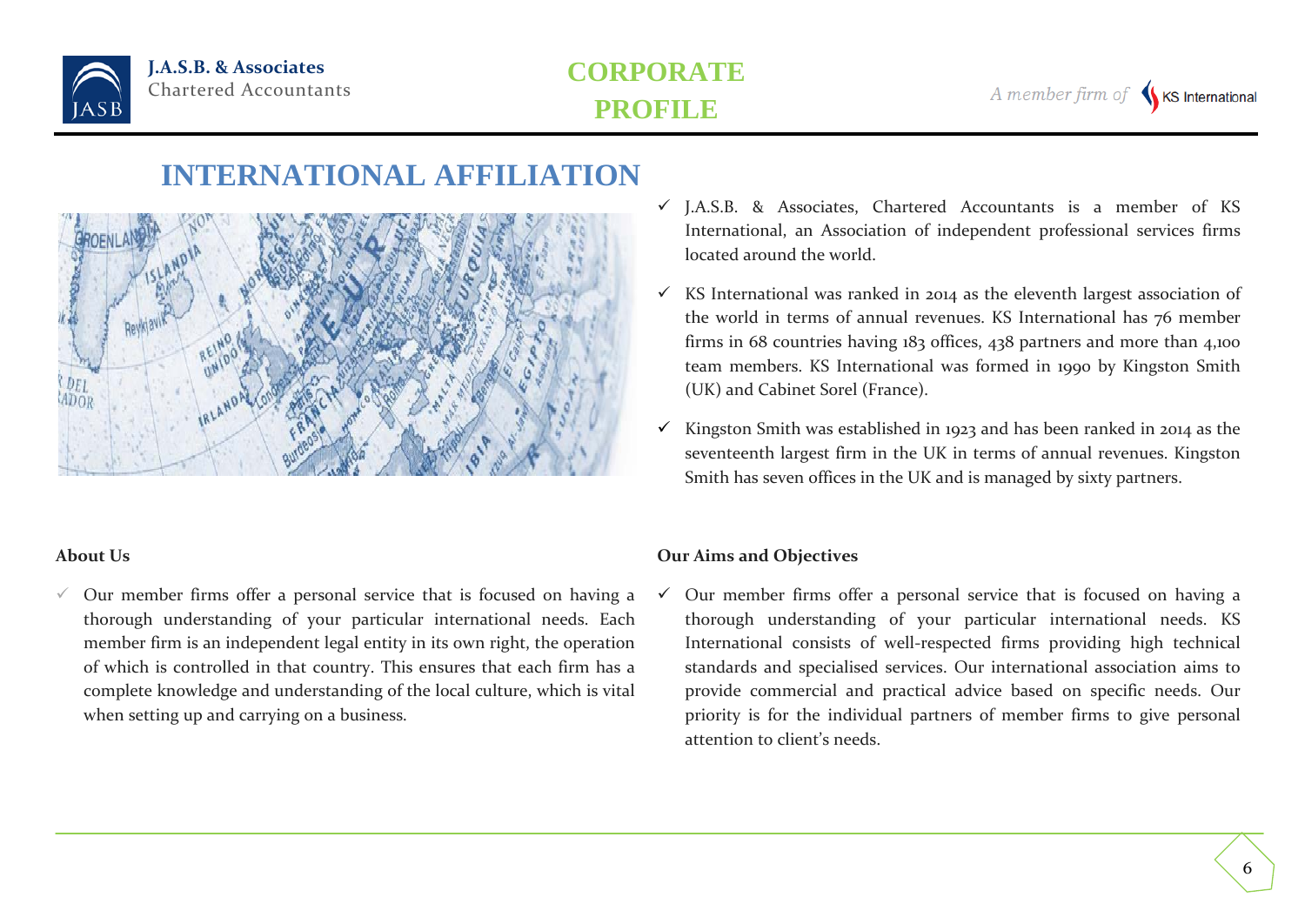# INTERNATIONAL AFFILIATION

- ✓ J.A.S.B. & Associates, Chartered Accountants is a member of KS International, an Association of independent professional services firms located around the world.
- ✓ KS International was ranked in 2014 as the eleventh largest association of the world in terms of annual revenues. KS International has 76 member firms in 68 countries having 183 offices, 438 partners and more than 4,100 team members. KS International was formed in 1990 by Kingston Smith (UK) and Cabinet Sorel (France).
- ✓ Kingston Smith was established in 1923 and has been ranked in 2014 as the seventeenth largest firm in the UK in terms of annual revenues. Kingston Smith has seven offices in the UK and is managed by sixty partners.

### About Us

- ✓ Our member firms offer a personal service that is focused on having a thorough understanding of your particular international needs. Each member firm is an independent legal entity in its own right, the operation of which is controlled in that country. This ensures that each firm has a complete knowledge and understanding of the local culture, which is vital when setting up and carrying on a business.

### Our Aims and Objectives

- ✓ Our member firms offer a personal service that is focused on having a thorough understanding of your particular international needs. KS International consists of well-respected firms providing high technical standards and specialised services. Our international association aims to provide commercial and practical advice based on specific needs. Our priority is for the individual partners of member firms to give personal attention to client's needs.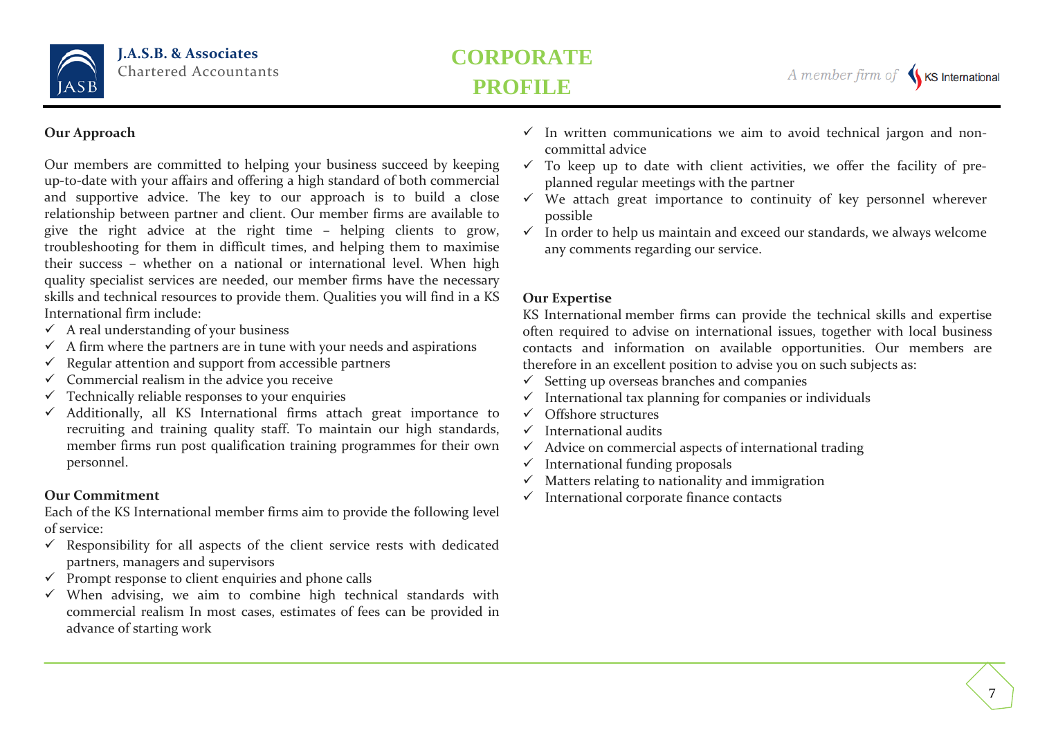### Our Approach

Our members are committed to helping your business succeed by keeping up-to-date with your affairs and offering a high standard of both commercial and supportive advice. The key to our approach is to build a close relationship between partner and client. Our member firms are available to give the right advice at the right time – helping clients to grow, troubleshooting for them in difficult times, and helping them to maximise their success – whether on a national or international level. When high quality specialist services are needed, our member firms have the necessary skills and technical resources to provide them. Qualities you will find in a KS International firm include:

- ✓ A real understanding of your business
- ✓ A firm where the partners are in tune with your needs and aspirations
- ✓ Regular attention and support from accessible partners
- ✓ Commercial realism in the advice you receive
- ✓ Technically reliable responses to your enquiries
- ✓ Additionally, all KS International firms attach great importance to recruiting and training quality staff. To maintain our high standards, member firms run post qualification training programmes for their own personnel.

### Our Commitment

Each of the KS International member firms aim to provide the following level of service:

- ✓ Responsibility for all aspects of the client service rests with dedicated partners, managers and supervisors
- ✓ Prompt response to client enquiries and phone calls
- ✓ When advising, we aim to combine high technical standards with commercial realism In most cases, estimates of fees can be provided in advance of starting work
- ✓ In written communications we aim to avoid technical jargon and non-committal advice
- ✓ To keep up to date with client activities, we offer the facility of pre-planned regular meetings with the partner
- ✓ We attach great importance to continuity of key personnel wherever possible
- ✓ In order to help us maintain and exceed our standards, we always welcome any comments regarding our service.

### Our Expertise

KS International member firms can provide the technical skills and expertise often required to advise on international issues, together with local business contacts and information on available opportunities. Our members are therefore in an excellent position to advise you on such subjects as:

- ✓ Setting up overseas branches and companies
- ✓ International tax planning for companies or individuals
- ✓ Offshore structures
- ✓ International audits
- ✓ Advice on commercial aspects of international trading
- ✓ International funding proposals
- ✓ Matters relating to nationality and immigration
- ✓ International corporate finance contacts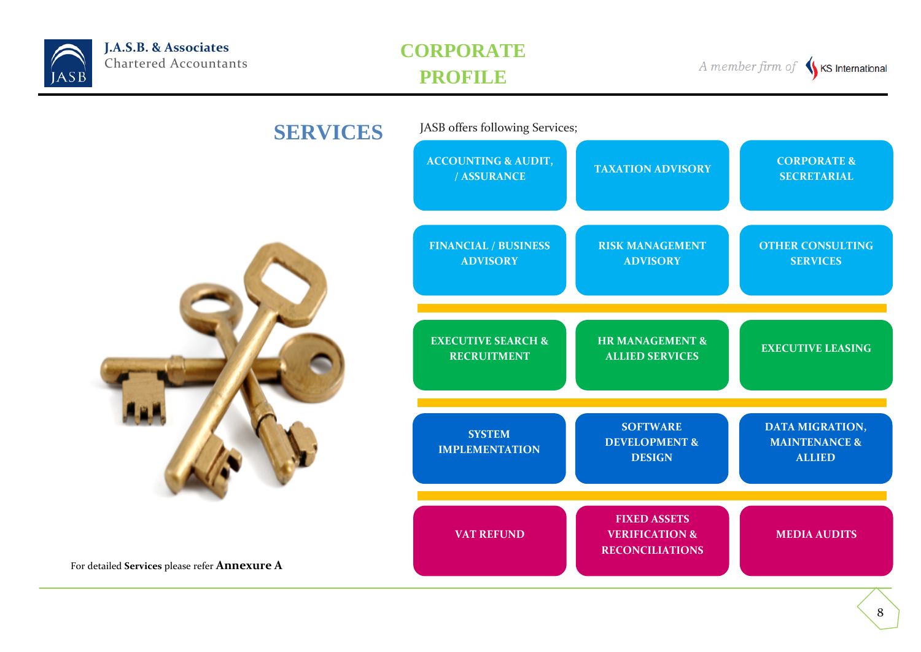# SERVICES

JASB offers following Services;

| | | |
|---|---|---|
| ACCOUNTING & AUDIT, / ASSURANCE | TAXATION ADVISORY | CORPORATE & SECRETARIAL |
| FINANCIAL / BUSINESS ADVISORY | RISK MANAGEMENT ADVISORY | OTHER CONSULTING SERVICES |
| EXECUTIVE SEARCH & RECRUITMENT | HR MANAGEMENT & ALLIED SERVICES | EXECUTIVE LEASING |
| SYSTEM IMPLEMENTATION | SOFTWARE DEVELOPMENT & DESIGN | DATA MIGRATION, MAINTENANCE & ALLIED |
| VAT REFUND | FIXED ASSETS VERIFICATION & RECONCILIATIONS | MEDIA AUDITS |

For detailed **Services** please refer **Annexure A**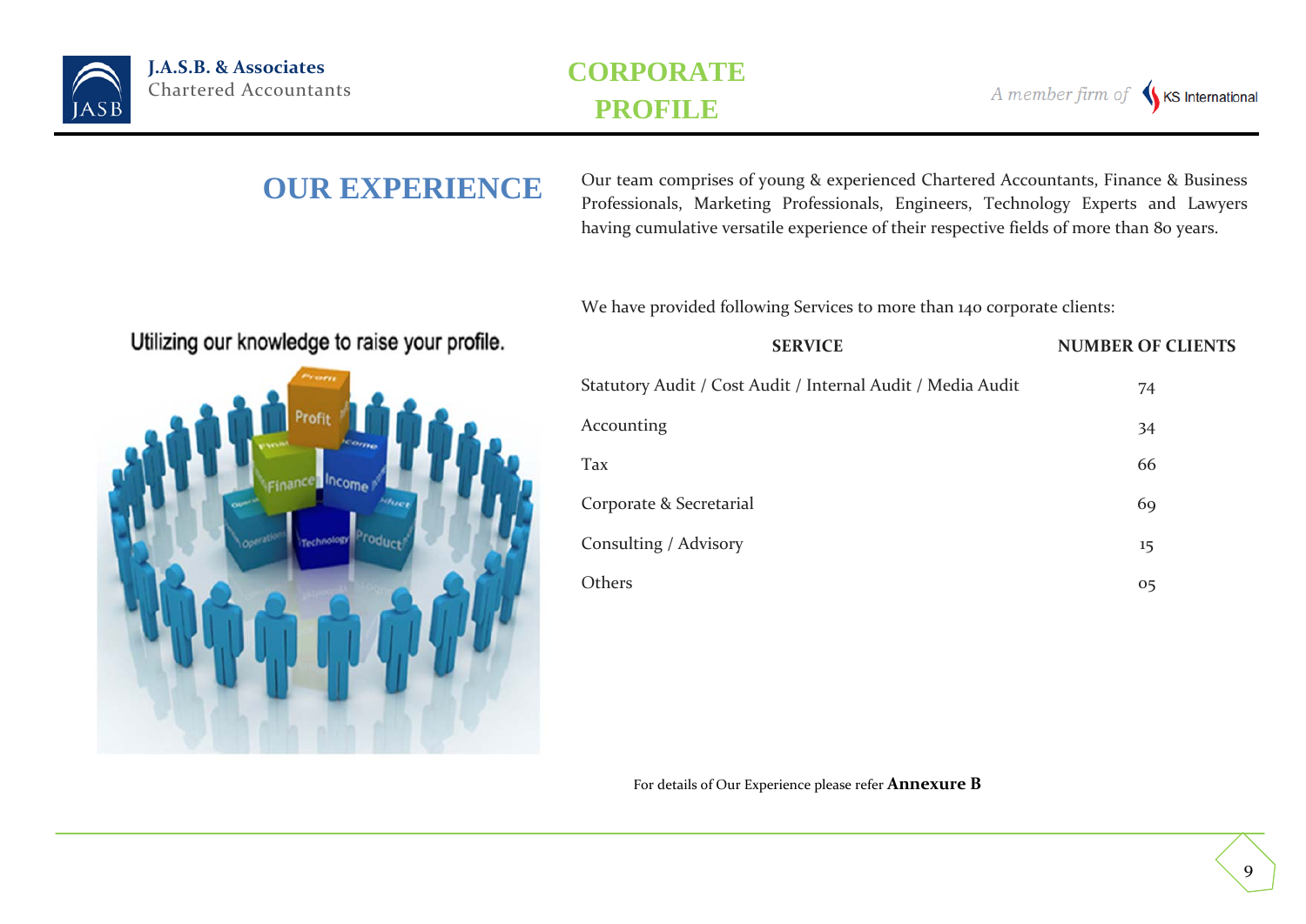## OUR EXPERIENCE

Our team comprises of young & experienced Chartered Accountants, Finance & Business Professionals, Marketing Professionals, Engineers, Technology Experts and Lawyers having cumulative versatile experience of their respective fields of more than 80 years.

Utilizing our knowledge to raise your profile.

We have provided following Services to more than 140 corporate clients:

| SERVICE | NUMBER OF CLIENTS |
| --- | --- |
| Statutory Audit / Cost Audit / Internal Audit / Media Audit | 74 |
| Accounting | 34 |
| Tax | 66 |
| Corporate & Secretarial | 69 |
| Consulting / Advisory | 15 |
| Others | 05 |

For details of Our Experience please refer **Annexure B**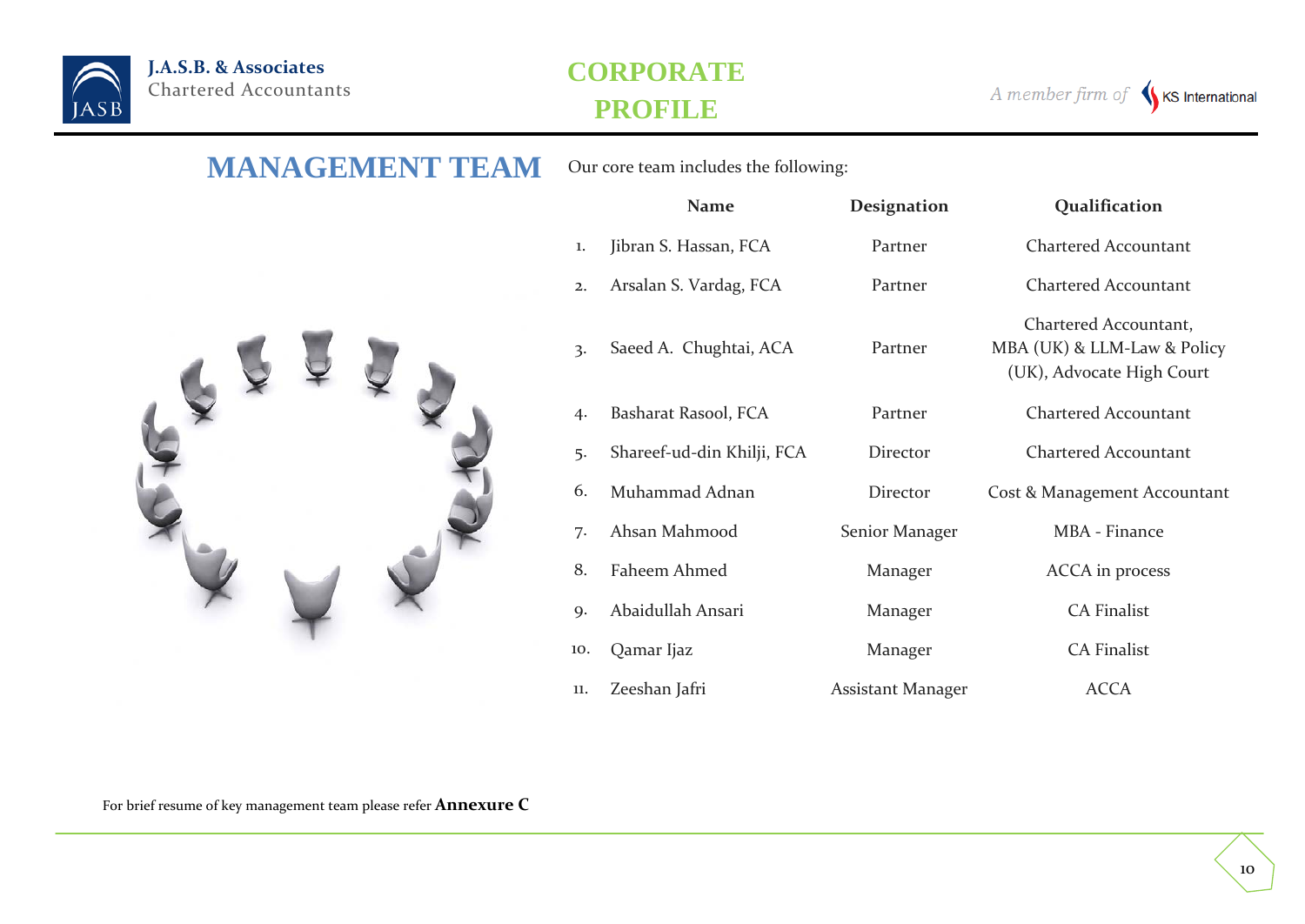# MANAGEMENT TEAM

Our core team includes the following:

| | Name | Designation | Qualification |
|---|---|---|---|
| 1. | Jibran S. Hassan, FCA | Partner | Chartered Accountant |
| 2. | Arsalan S. Vardag, FCA | Partner | Chartered Accountant |
| 3. | Saeed A. Chughtai, ACA | Partner | Chartered Accountant, MBA (UK) & LLM-Law & Policy (UK), Advocate High Court |
| 4. | Basharat Rasool, FCA | Partner | Chartered Accountant |
| 5. | Shareef-ud-din Khilji, FCA | Director | Chartered Accountant |
| 6. | Muhammad Adnan | Director | Cost & Management Accountant |
| 7. | Ahsan Mahmood | Senior Manager | MBA - Finance |
| 8. | Faheem Ahmed | Manager | ACCA in process |
| 9. | Abaidullah Ansari | Manager | CA Finalist |
| 10. | Qamar Ijaz | Manager | CA Finalist |
| 11. | Zeeshan Jafri | Assistant Manager | ACCA |

For brief resume of key management team please refer **Annexure C**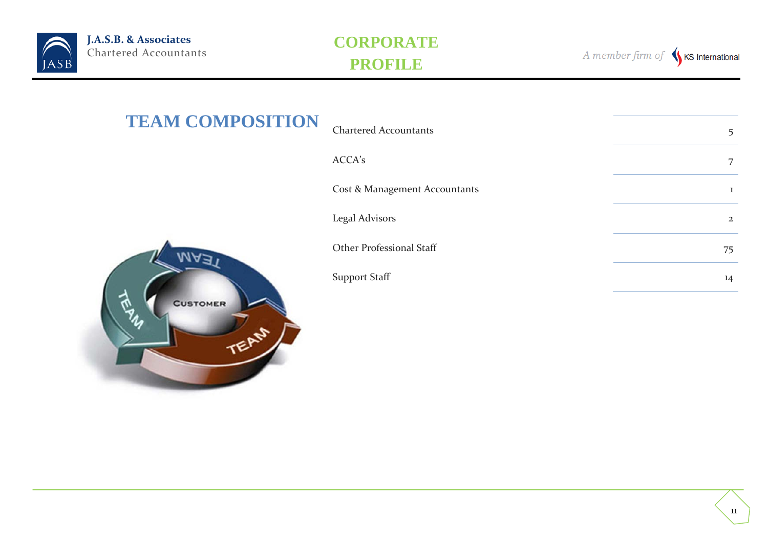# TEAM COMPOSITION

| Category | Count |
|---|---|
| Chartered Accountants | 5 |
| ACCA's | 7 |
| Cost & Management Accountants | 1 |
| Legal Advisors | 2 |
| Other Professional Staff | 75 |
| Support Staff | 14 |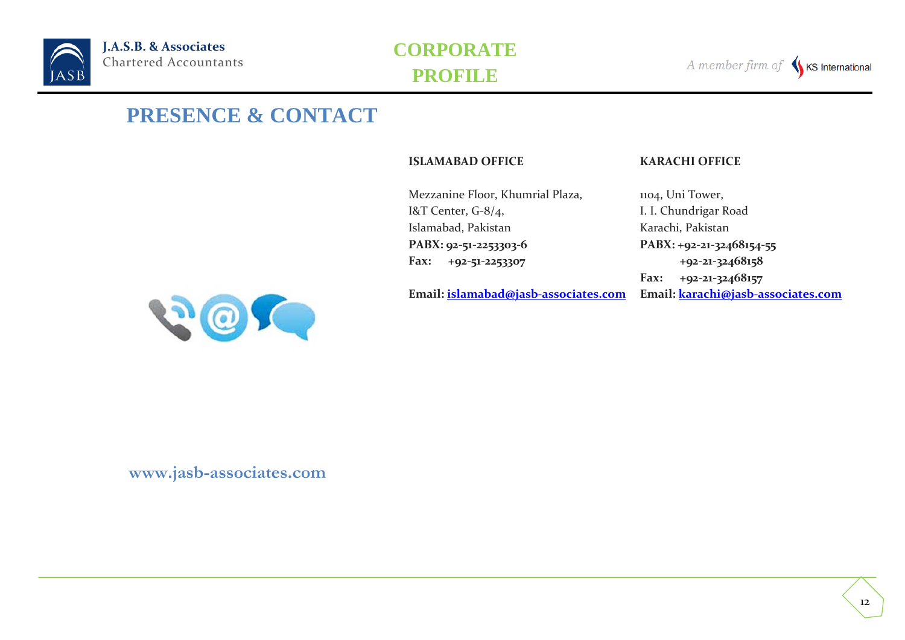# PRESENCE & CONTACT

**ISLAMABAD OFFICE**

Mezzanine Floor, Khumrial Plaza,
I&T Center, G-8/4,
Islamabad, Pakistan
**PABX: 92-51-2253303-6**
**Fax: +92-51-2253307**

**Email: islamabad@jasb-associates.com**

**KARACHI OFFICE**

1104, Uni Tower,
I. I. Chundrigar Road
Karachi, Pakistan
**PABX: +92-21-32468154-55**
**+92-21-32468158**
**Fax: +92-21-32468157**
**Email: karachi@jasb-associates.com**

**www.jasb-associates.com**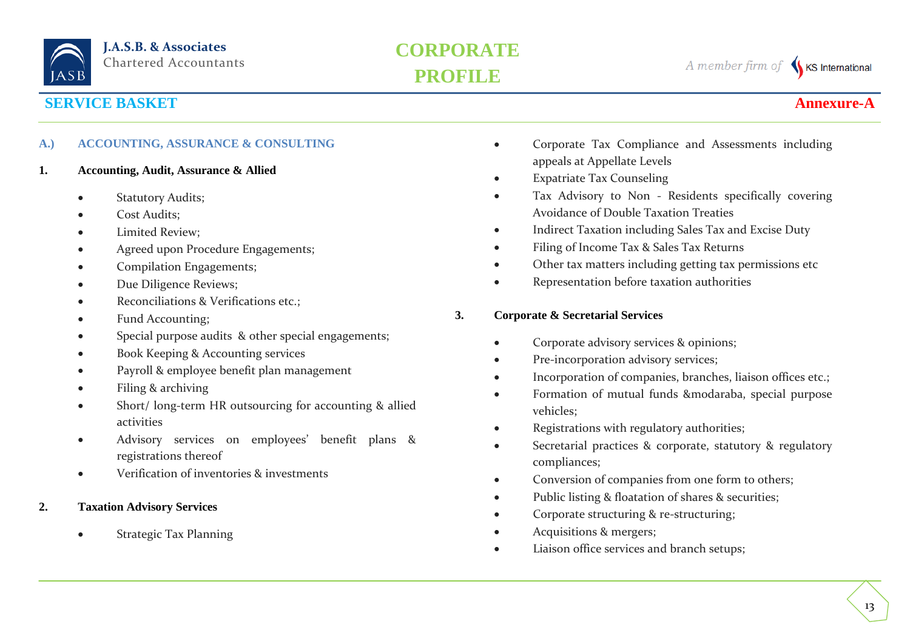## SERVICE BASKET

**Annexure-A**

### A.) ACCOUNTING, ASSURANCE & CONSULTING

#### 1. Accounting, Audit, Assurance & Allied

- Statutory Audits;
- Cost Audits;
- Limited Review;
- Agreed upon Procedure Engagements;
- Compilation Engagements;
- Due Diligence Reviews;
- Reconciliations & Verifications etc.;
- Fund Accounting;
- Special purpose audits & other special engagements;
- Book Keeping & Accounting services
- Payroll & employee benefit plan management
- Filing & archiving
- Short/ long-term HR outsourcing for accounting & allied activities
- Advisory services on employees' benefit plans & registrations thereof
- Verification of inventories & investments

#### 2. Taxation Advisory Services

- Strategic Tax Planning
- Corporate Tax Compliance and Assessments including appeals at Appellate Levels
- Expatriate Tax Counseling
- Tax Advisory to Non - Residents specifically covering Avoidance of Double Taxation Treaties
- Indirect Taxation including Sales Tax and Excise Duty
- Filing of Income Tax & Sales Tax Returns
- Other tax matters including getting tax permissions etc
- Representation before taxation authorities

#### 3. Corporate & Secretarial Services

- Corporate advisory services & opinions;
- Pre-incorporation advisory services;
- Incorporation of companies, branches, liaison offices etc.;
- Formation of mutual funds &modaraba, special purpose vehicles;
- Registrations with regulatory authorities;
- Secretarial practices & corporate, statutory & regulatory compliances;
- Conversion of companies from one form to others;
- Public listing & floatation of shares & securities;
- Corporate structuring & re-structuring;
- Acquisitions & mergers;
- Liaison office services and branch setups;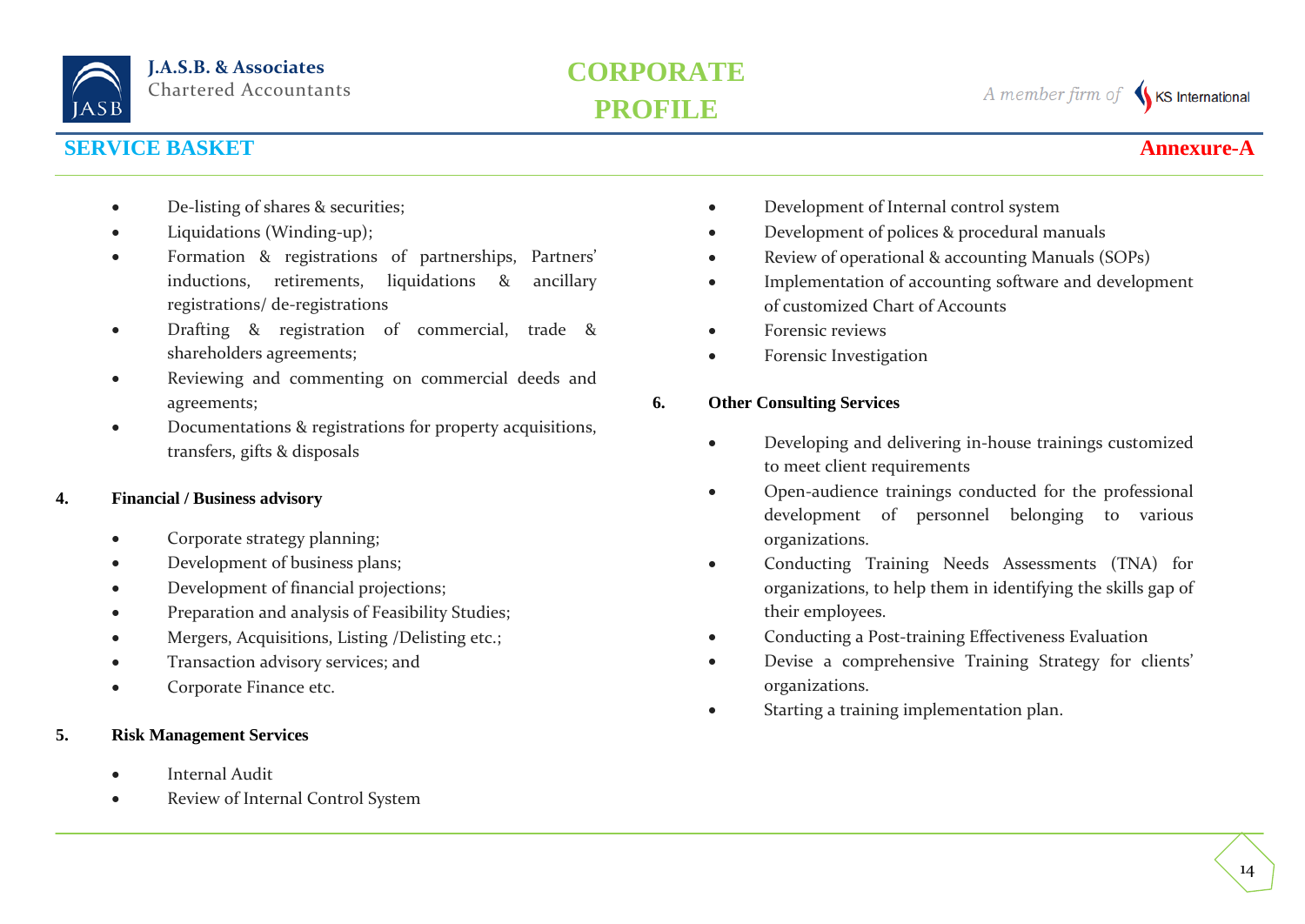## SERVICE BASKET

**Annexure-A**

- De-listing of shares & securities;
- Liquidations (Winding-up);
- Formation & registrations of partnerships, Partners' inductions, retirements, liquidations & ancillary registrations/ de-registrations
- Drafting & registration of commercial, trade & shareholders agreements;
- Reviewing and commenting on commercial deeds and agreements;
- Documentations & registrations for property acquisitions, transfers, gifts & disposals

**4. Financial / Business advisory**

- Corporate strategy planning;
- Development of business plans;
- Development of financial projections;
- Preparation and analysis of Feasibility Studies;
- Mergers, Acquisitions, Listing /Delisting etc.;
- Transaction advisory services; and
- Corporate Finance etc.

**5. Risk Management Services**

- Internal Audit
- Review of Internal Control System
- Development of Internal control system
- Development of polices & procedural manuals
- Review of operational & accounting Manuals (SOPs)
- Implementation of accounting software and development of customized Chart of Accounts
- Forensic reviews
- Forensic Investigation

**6. Other Consulting Services**

- Developing and delivering in-house trainings customized to meet client requirements
- Open-audience trainings conducted for the professional development of personnel belonging to various organizations.
- Conducting Training Needs Assessments (TNA) for organizations, to help them in identifying the skills gap of their employees.
- Conducting a Post-training Effectiveness Evaluation
- Devise a comprehensive Training Strategy for clients' organizations.
- Starting a training implementation plan.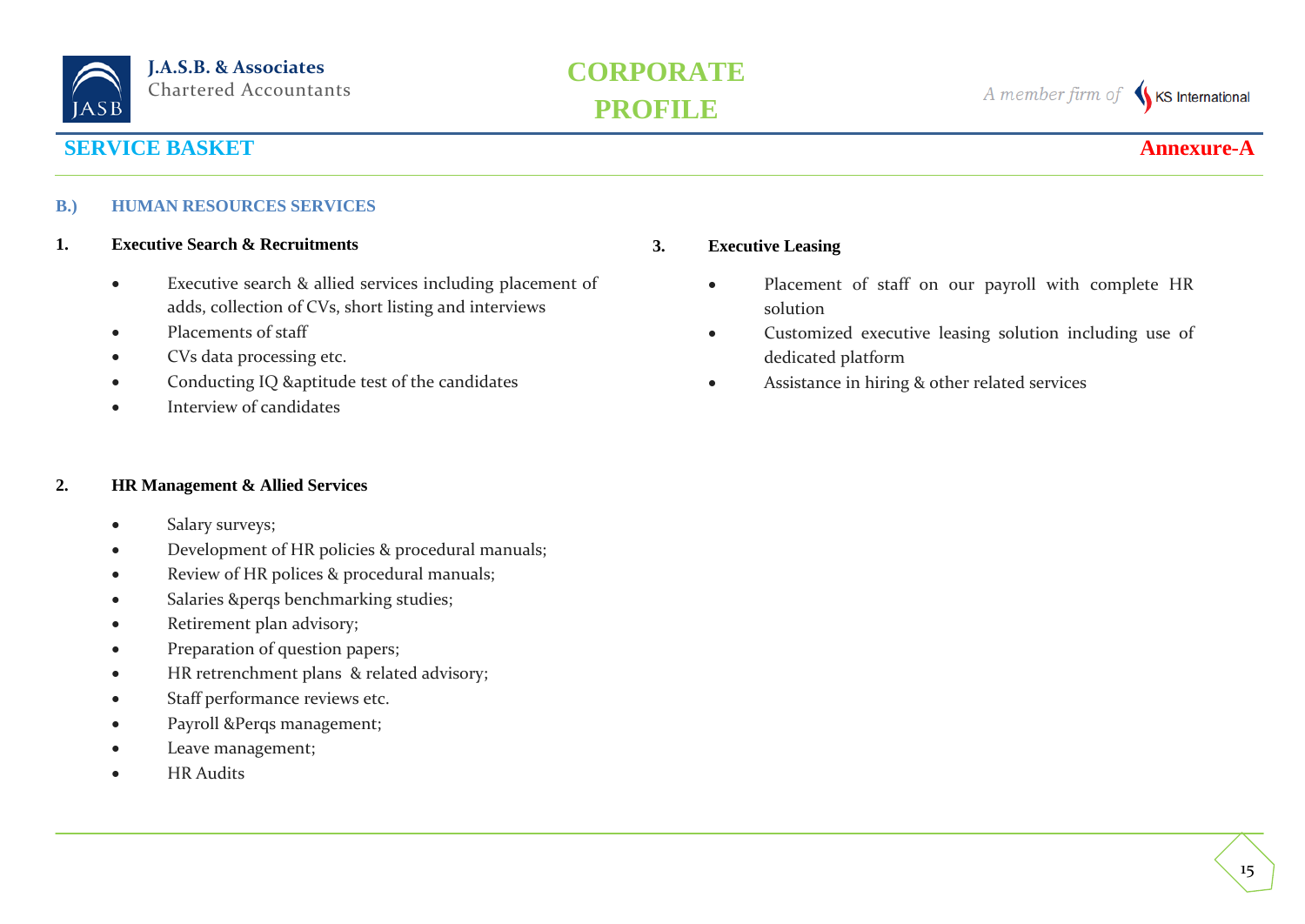## SERVICE BASKET

**Annexure-A**

### B.) HUMAN RESOURCES SERVICES

#### 1. Executive Search & Recruitments

- Executive search & allied services including placement of adds, collection of CVs, short listing and interviews
- Placements of staff
- CVs data processing etc.
- Conducting IQ &aptitude test of the candidates
- Interview of candidates

#### 2. HR Management & Allied Services

- Salary surveys;
- Development of HR policies & procedural manuals;
- Review of HR polices & procedural manuals;
- Salaries &perqs benchmarking studies;
- Retirement plan advisory;
- Preparation of question papers;
- HR retrenchment plans & related advisory;
- Staff performance reviews etc.
- Payroll &Perqs management;
- Leave management;
- HR Audits

#### 3. Executive Leasing

- Placement of staff on our payroll with complete HR solution
- Customized executive leasing solution including use of dedicated platform
- Assistance in hiring & other related services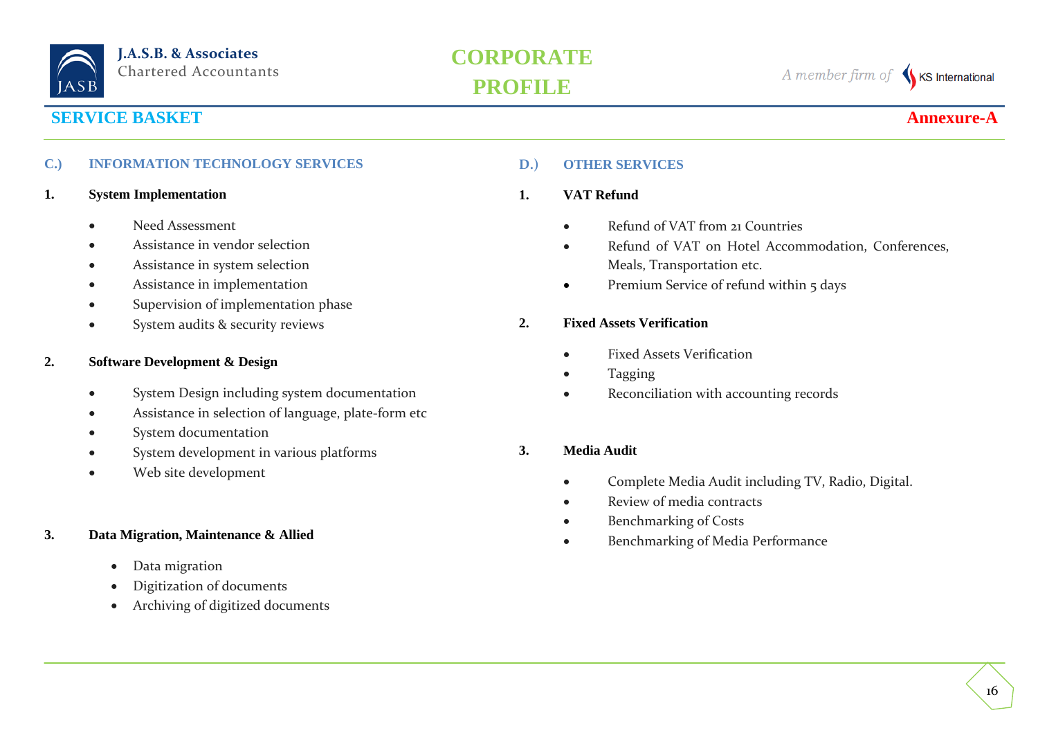## SERVICE BASKET

**Annexure-A**

### C.) INFORMATION TECHNOLOGY SERVICES

**1. System Implementation**

- Need Assessment
- Assistance in vendor selection
- Assistance in system selection
- Assistance in implementation
- Supervision of implementation phase
- System audits & security reviews

**2. Software Development & Design**

- System Design including system documentation
- Assistance in selection of language, plate-form etc
- System documentation
- System development in various platforms
- Web site development

**3. Data Migration, Maintenance & Allied**

- Data migration
- Digitization of documents
- Archiving of digitized documents

### D.) OTHER SERVICES

**1. VAT Refund**

- Refund of VAT from 21 Countries
- Refund of VAT on Hotel Accommodation, Conferences, Meals, Transportation etc.
- Premium Service of refund within 5 days

**2. Fixed Assets Verification**

- Fixed Assets Verification
- Tagging
- Reconciliation with accounting records

**3. Media Audit**

- Complete Media Audit including TV, Radio, Digital.
- Review of media contracts
- Benchmarking of Costs
- Benchmarking of Media Performance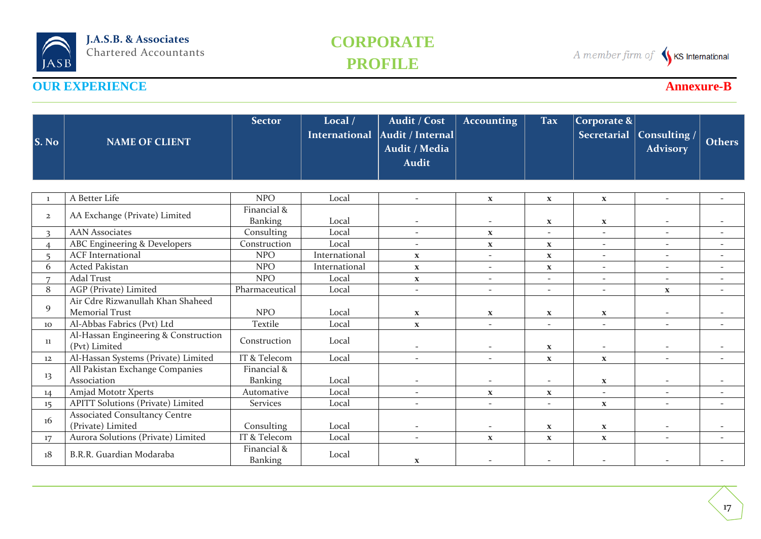## OUR EXPERIENCE

**Annexure-B**

| S. No | NAME OF CLIENT | Sector | Local / International | Audit / Cost Audit / Internal Audit / Media Audit | Accounting | Tax | Corporate & Secretarial | Consulting / Advisory | Others |
|---|---|---|---|---|---|---|---|---|---|
| 1 | A Better Life | NPO | Local | - | x | x | x | - | - |
| 2 | AA Exchange (Private) Limited | Financial & Banking | Local | - | - | x | x | - | - |
| 3 | AAN Associates | Consulting | Local | - | x | - | - | - | - |
| 4 | ABC Engineering & Developers | Construction | Local | - | x | x | - | - | - |
| 5 | ACF International | NPO | International | x | - | x | - | - | - |
| 6 | Acted Pakistan | NPO | International | x | - | x | - | - | - |
| 7 | Adal Trust | NPO | Local | x | - | - | - | - | - |
| 8 | AGP (Private) Limited | Pharmaceutical | Local | - | - | - | - | x | - |
| 9 | Air Cdre Rizwanullah Khan Shaheed Memorial Trust | NPO | Local | x | x | x | x | - | - |
| 10 | Al-Abbas Fabrics (Pvt) Ltd | Textile | Local | x | - | - | - | - | - |
| 11 | Al-Hassan Engineering & Construction (Pvt) Limited | Construction | Local | - | - | x | - | - | - |
| 12 | Al-Hassan Systems (Private) Limited | IT & Telecom | Local | - | - | x | x | - | - |
| 13 | All Pakistan Exchange Companies Association | Financial & Banking | Local | - | - | - | x | - | - |
| 14 | Amjad Mototr Xperts | Automative | Local | - | x | x | - | - | - |
| 15 | APITT Solutions (Private) Limited | Services | Local | - | - | - | x | - | - |
| 16 | Associated Consultancy Centre (Private) Limited | Consulting | Local | - | - | x | x | - | - |
| 17 | Aurora Solutions (Private) Limited | IT & Telecom | Local | - | x | x | x | - | - |
| 18 | B.R.R. Guardian Modaraba | Financial & Banking | Local | x | - | - | - | - | - |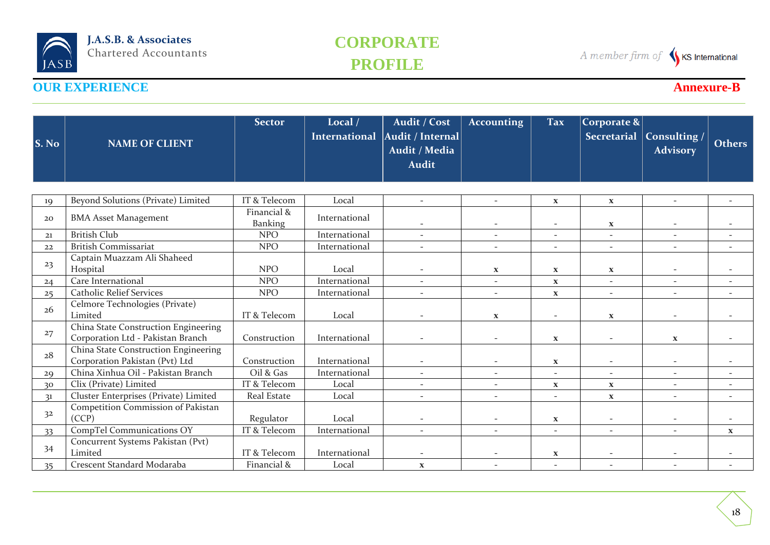## OUR EXPERIENCE

**Annexure-B**

| S. No | NAME OF CLIENT | Sector | Local / International | Audit / Cost Audit / Internal Audit / Media Audit | Accounting | Tax | Corporate & Secretarial | Consulting / Advisory | Others |
|---|---|---|---|---|---|---|---|---|---|
| 19 | Beyond Solutions (Private) Limited | IT & Telecom | Local | - | - | x | x | - | - |
| 20 | BMA Asset Management | Financial & Banking | International | - | - | - | x | - | - |
| 21 | British Club | NPO | International | - | - | - | - | - | - |
| 22 | British Commissariat | NPO | International | - | - | - | - | - | - |
| 23 | Captain Muazzam Ali Shaheed Hospital | NPO | Local | - | x | x | x | - | - |
| 24 | Care International | NPO | International | - | - | x | - | - | - |
| 25 | Catholic Relief Services | NPO | International | - | - | x | - | - | - |
| 26 | Celmore Technologies (Private) Limited | IT & Telecom | Local | - | x | - | x | - | - |
| 27 | China State Construction Engineering Corporation Ltd - Pakistan Branch | Construction | International | - | - | x | - | x | - |
| 28 | China State Construction Engineering Corporation Pakistan (Pvt) Ltd | Construction | International | - | - | x | - | - | - |
| 29 | China Xinhua Oil - Pakistan Branch | Oil & Gas | International | - | - | - | - | - | - |
| 30 | Clix (Private) Limited | IT & Telecom | Local | - | - | x | x | - | - |
| 31 | Cluster Enterprises (Private) Limited | Real Estate | Local | - | - | - | x | - | - |
| 32 | Competition Commission of Pakistan (CCP) | Regulator | Local | - | - | x | - | - | - |
| 33 | CompTel Communications OY | IT & Telecom | International | - | - | - | - | - | x |
| 34 | Concurrent Systems Pakistan (Pvt) Limited | IT & Telecom | International | - | - | x | - | - | - |
| 35 | Crescent Standard Modaraba | Financial & | Local | x | - | - | - | - | - |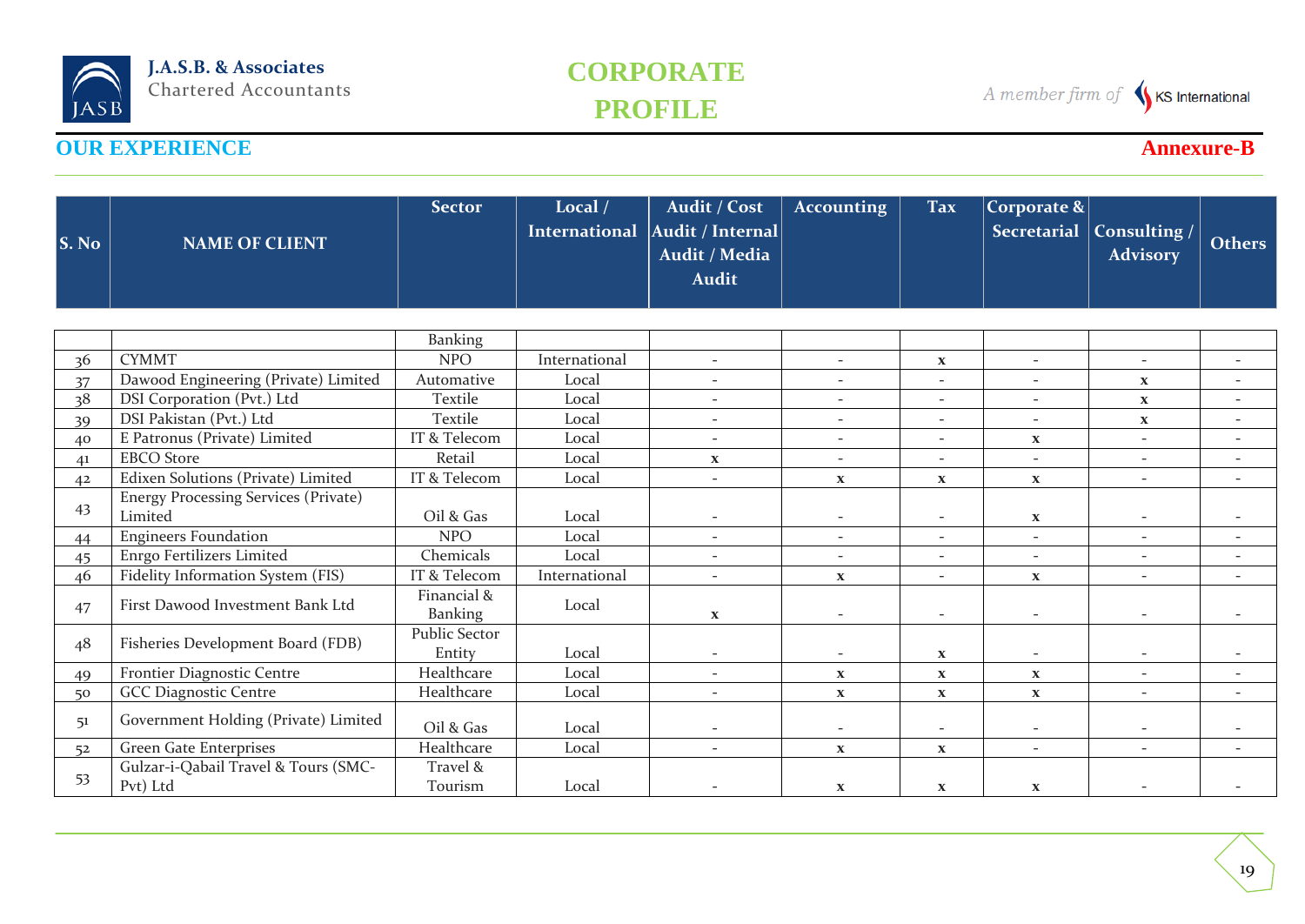## OUR EXPERIENCE

**Annexure-B**

| S. No | NAME OF CLIENT | Sector | Local / International | Audit / Cost Audit / Internal Audit / Media Audit | Accounting | Tax | Corporate & Secretarial | Consulting / Advisory | Others |
|---|---|---|---|---|---|---|---|---|---|
| | | Banking | | | | | | | |
| 36 | CYMMT | NPO | International | - | - | x | - | - | - |
| 37 | Dawood Engineering (Private) Limited | Automative | Local | - | - | - | - | x | - |
| 38 | DSI Corporation (Pvt.) Ltd | Textile | Local | - | - | - | - | x | - |
| 39 | DSI Pakistan (Pvt.) Ltd | Textile | Local | - | - | - | - | x | - |
| 40 | E Patronus (Private) Limited | IT & Telecom | Local | - | - | - | x | - | - |
| 41 | EBCO Store | Retail | Local | x | - | - | - | - | - |
| 42 | Edixen Solutions (Private) Limited | IT & Telecom | Local | - | x | x | x | - | - |
| 43 | Energy Processing Services (Private) Limited | Oil & Gas | Local | - | - | - | x | - | - |
| 44 | Engineers Foundation | NPO | Local | - | - | - | - | - | - |
| 45 | Enrgo Fertilizers Limited | Chemicals | Local | - | - | - | - | - | - |
| 46 | Fidelity Information System (FIS) | IT & Telecom | International | - | x | - | x | - | - |
| 47 | First Dawood Investment Bank Ltd | Financial & Banking | Local | x | - | - | - | - | - |
| 48 | Fisheries Development Board (FDB) | Public Sector Entity | Local | - | - | x | - | - | - |
| 49 | Frontier Diagnostic Centre | Healthcare | Local | - | x | x | x | - | - |
| 50 | GCC Diagnostic Centre | Healthcare | Local | - | x | x | x | - | - |
| 51 | Government Holding (Private) Limited | Oil & Gas | Local | - | - | - | - | - | - |
| 52 | Green Gate Enterprises | Healthcare | Local | - | x | x | - | - | - |
| 53 | Gulzar-i-Qabail Travel & Tours (SMC-Pvt) Ltd | Travel & Tourism | Local | - | x | x | x | - | - |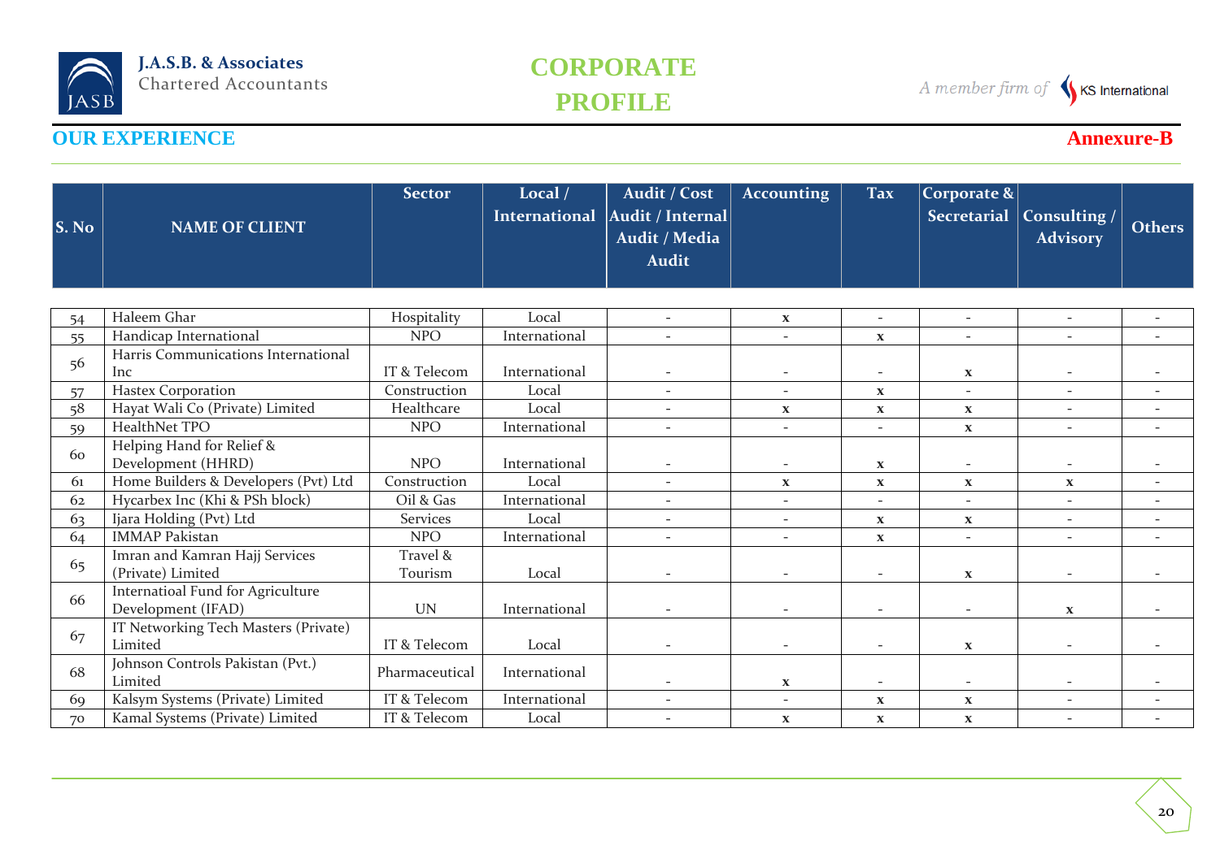## OUR EXPERIENCE

**Annexure-B**

| S. No | NAME OF CLIENT | Sector | Local / International | Audit / Cost Audit / Internal Audit / Media Audit | Accounting | Tax | Corporate & Secretarial | Consulting / Advisory | Others |
|---|---|---|---|---|---|---|---|---|---|
| 54 | Haleem Ghar | Hospitality | Local | - | x | - | - | - | - |
| 55 | Handicap International | NPO | International | - | - | x | - | - | - |
| 56 | Harris Communications International Inc | IT & Telecom | International | - | - | - | x | - | - |
| 57 | Hastex Corporation | Construction | Local | - | - | x | - | - | - |
| 58 | Hayat Wali Co (Private) Limited | Healthcare | Local | - | x | x | x | - | - |
| 59 | HealthNet TPO | NPO | International | - | - | - | x | - | - |
| 60 | Helping Hand for Relief & Development (HHRD) | NPO | International | - | - | x | - | - | - |
| 61 | Home Builders & Developers (Pvt) Ltd | Construction | Local | - | x | x | x | x | - |
| 62 | Hycarbex Inc (Khi & PSh block) | Oil & Gas | International | - | - | - | - | - | - |
| 63 | Ijara Holding (Pvt) Ltd | Services | Local | - | - | x | x | - | - |
| 64 | IMMAP Pakistan | NPO | International | - | - | x | - | - | - |
| 65 | Imran and Kamran Hajj Services (Private) Limited | Travel & Tourism | Local | - | - | - | x | - | - |
| 66 | Internatioal Fund for Agriculture Development (IFAD) | UN | International | - | - | - | - | x | - |
| 67 | IT Networking Tech Masters (Private) Limited | IT & Telecom | Local | - | - | - | x | - | - |
| 68 | Johnson Controls Pakistan (Pvt.) Limited | Pharmaceutical | International | - | x | - | - | - | - |
| 69 | Kalsym Systems (Private) Limited | IT & Telecom | International | - | - | x | x | - | - |
| 70 | Kamal Systems (Private) Limited | IT & Telecom | Local | - | x | x | x | - | - |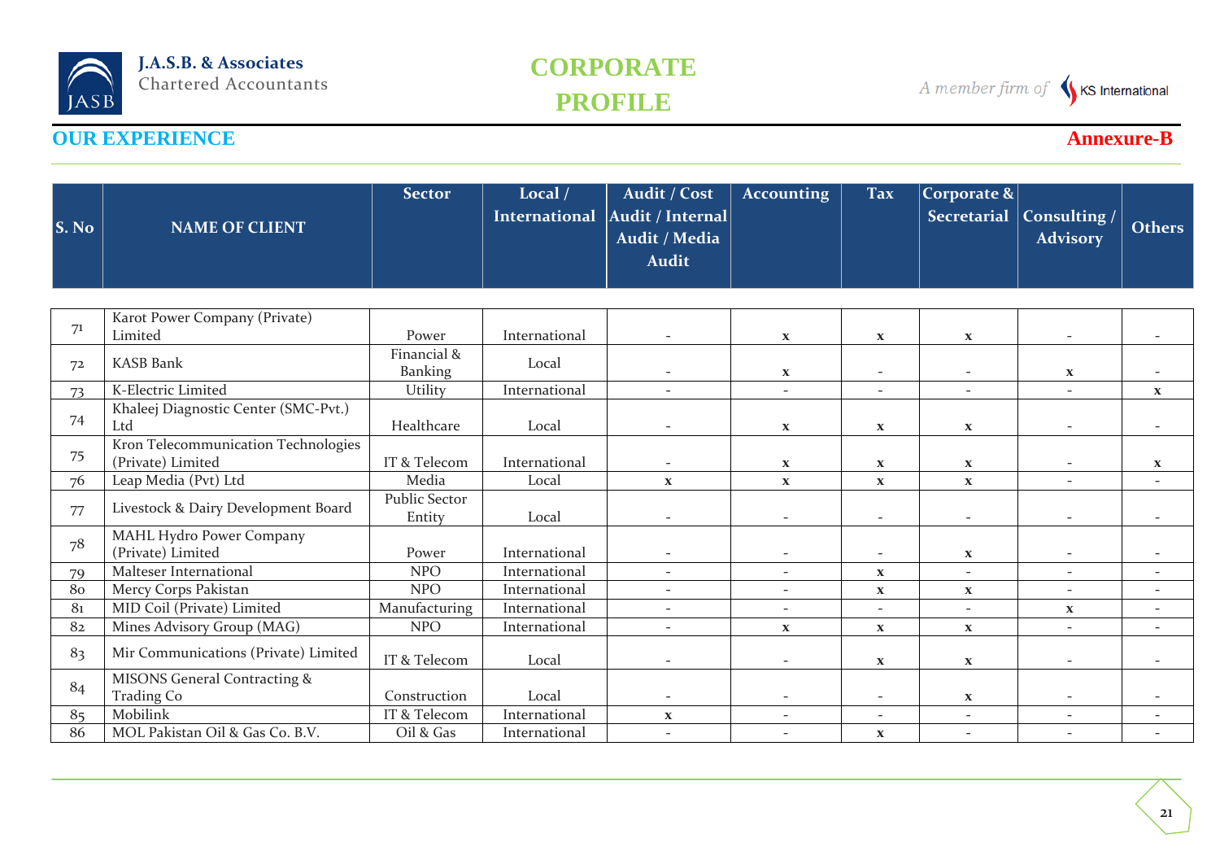## OUR EXPERIENCE

**Annexure-B**

| S. No | NAME OF CLIENT | Sector | Local / International | Audit / Cost Audit / Internal Audit / Media Audit | Accounting | Tax | Corporate & Secretarial | Consulting / Advisory | Others |
|---|---|---|---|---|---|---|---|---|---|
| 71 | Karot Power Company (Private) Limited | Power | International | - | x | x | x | - | - |
| 72 | KASB Bank | Financial & Banking | Local | - | x | - | - | x | - |
| 73 | K-Electric Limited | Utility | International | - | - | - | - | - | x |
| 74 | Khaleej Diagnostic Center (SMC-Pvt.) Ltd | Healthcare | Local | - | x | x | x | - | - |
| 75 | Kron Telecommunication Technologies (Private) Limited | IT & Telecom | International | - | x | x | x | - | x |
| 76 | Leap Media (Pvt) Ltd | Media | Local | x | x | x | x | - | - |
| 77 | Livestock & Dairy Development Board | Public Sector Entity | Local | - | - | - | - | - | - |
| 78 | MAHL Hydro Power Company (Private) Limited | Power | International | - | - | - | x | - | - |
| 79 | Malteser International | NPO | International | - | - | x | - | - | - |
| 80 | Mercy Corps Pakistan | NPO | International | - | - | x | x | - | - |
| 81 | MID Coil (Private) Limited | Manufacturing | International | - | - | - | - | x | - |
| 82 | Mines Advisory Group (MAG) | NPO | International | - | x | x | x | - | - |
| 83 | Mir Communications (Private) Limited | IT & Telecom | Local | - | - | x | x | - | - |
| 84 | MISONS General Contracting & Trading Co | Construction | Local | - | - | - | x | - | - |
| 85 | Mobilink | IT & Telecom | International | x | - | - | - | - | - |
| 86 | MOL Pakistan Oil & Gas Co. B.V. | Oil & Gas | International | - | - | x | - | - | - |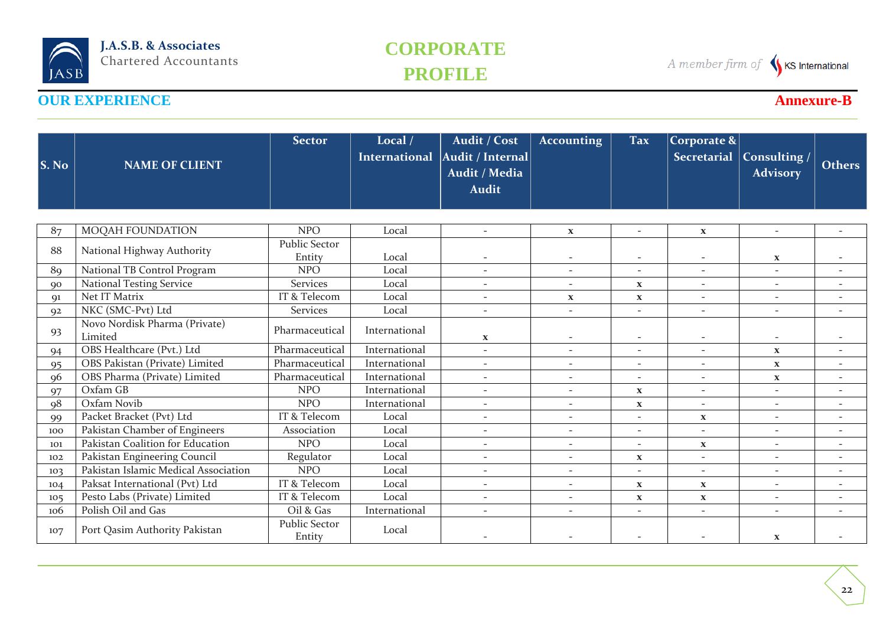## OUR EXPERIENCE

**Annexure-B**

| S. No | NAME OF CLIENT | Sector | Local / International | Audit / Cost Audit / Internal Audit / Media Audit | Accounting | Tax | Corporate & Secretarial | Consulting / Advisory | Others |
|---|---|---|---|---|---|---|---|---|---|
| 87 | MOQAH FOUNDATION | NPO | Local | - | x | - | x | - | - |
| 88 | National Highway Authority | Public Sector Entity | Local | - | - | - | - | x | - |
| 89 | National TB Control Program | NPO | Local | - | - | - | - | - | - |
| 90 | National Testing Service | Services | Local | - | - | x | - | - | - |
| 91 | Net IT Matrix | IT & Telecom | Local | - | x | x | - | - | - |
| 92 | NKC (SMC-Pvt) Ltd | Services | Local | - | - | - | - | - | - |
| 93 | Novo Nordisk Pharma (Private) Limited | Pharmaceutical | International | x | - | - | - | - | - |
| 94 | OBS Healthcare (Pvt.) Ltd | Pharmaceutical | International | - | - | - | - | x | - |
| 95 | OBS Pakistan (Private) Limited | Pharmaceutical | International | - | - | - | - | x | - |
| 96 | OBS Pharma (Private) Limited | Pharmaceutical | International | - | - | - | - | x | - |
| 97 | Oxfam GB | NPO | International | - | - | x | - | - | - |
| 98 | Oxfam Novib | NPO | International | - | - | x | - | - | - |
| 99 | Packet Bracket (Pvt) Ltd | IT & Telecom | Local | - | - | - | x | - | - |
| 100 | Pakistan Chamber of Engineers | Association | Local | - | - | - | - | - | - |
| 101 | Pakistan Coalition for Education | NPO | Local | - | - | - | x | - | - |
| 102 | Pakistan Engineering Council | Regulator | Local | - | - | x | - | - | - |
| 103 | Pakistan Islamic Medical Association | NPO | Local | - | - | - | - | - | - |
| 104 | Paksat International (Pvt) Ltd | IT & Telecom | Local | - | - | x | x | - | - |
| 105 | Pesto Labs (Private) Limited | IT & Telecom | Local | - | - | x | x | - | - |
| 106 | Polish Oil and Gas | Oil & Gas | International | - | - | - | - | - | - |
| 107 | Port Qasim Authority Pakistan | Public Sector Entity | Local | - | - | - | - | x | - |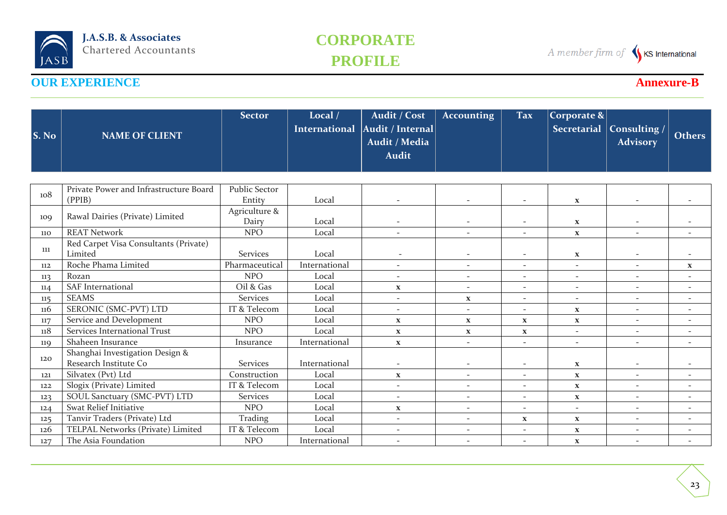## OUR EXPERIENCE

**Annexure-B**

| S. No | NAME OF CLIENT | Sector | Local / International | Audit / Cost Audit / Internal Audit / Media Audit | Accounting | Tax | Corporate & Secretarial | Consulting / Advisory | Others |
|---|---|---|---|---|---|---|---|---|---|
| 108 | Private Power and Infrastructure Board (PPIB) | Public Sector Entity | Local | - | - | - | x | - | - |
| 109 | Rawal Dairies (Private) Limited | Agriculture & Dairy | Local | - | - | - | x | - | - |
| 110 | REAT Network | NPO | Local | - | - | - | x | - | - |
| 111 | Red Carpet Visa Consultants (Private) Limited | Services | Local | - | - | - | x | - | - |
| 112 | Roche Phama Limited | Pharmaceutical | International | - | - | - | - | - | x |
| 113 | Rozan | NPO | Local | - | - | - | - | - | - |
| 114 | SAF International | Oil & Gas | Local | x | - | - | - | - | - |
| 115 | SEAMS | Services | Local | - | x | - | - | - | - |
| 116 | SERONIC (SMC-PVT) LTD | IT & Telecom | Local | - | - | - | x | - | - |
| 117 | Service and Development | NPO | Local | x | x | x | x | - | - |
| 118 | Services International Trust | NPO | Local | x | x | x | - | - | - |
| 119 | Shaheen Insurance | Insurance | International | x | - | - | - | - | - |
| 120 | Shanghai Investigation Design & Research Institute Co | Services | International | - | - | - | x | - | - |
| 121 | Silvatex (Pvt) Ltd | Construction | Local | x | - | - | x | - | - |
| 122 | Slogix (Private) Limited | IT & Telecom | Local | - | - | - | x | - | - |
| 123 | SOUL Sanctuary (SMC-PVT) LTD | Services | Local | - | - | - | x | - | - |
| 124 | Swat Relief Initiative | NPO | Local | x | - | - | - | - | - |
| 125 | Tanvir Traders (Private) Ltd | Trading | Local | - | - | x | x | - | - |
| 126 | TELPAL Networks (Private) Limited | IT & Telecom | Local | - | - | - | x | - | - |
| 127 | The Asia Foundation | NPO | International | - | - | - | x | - | - |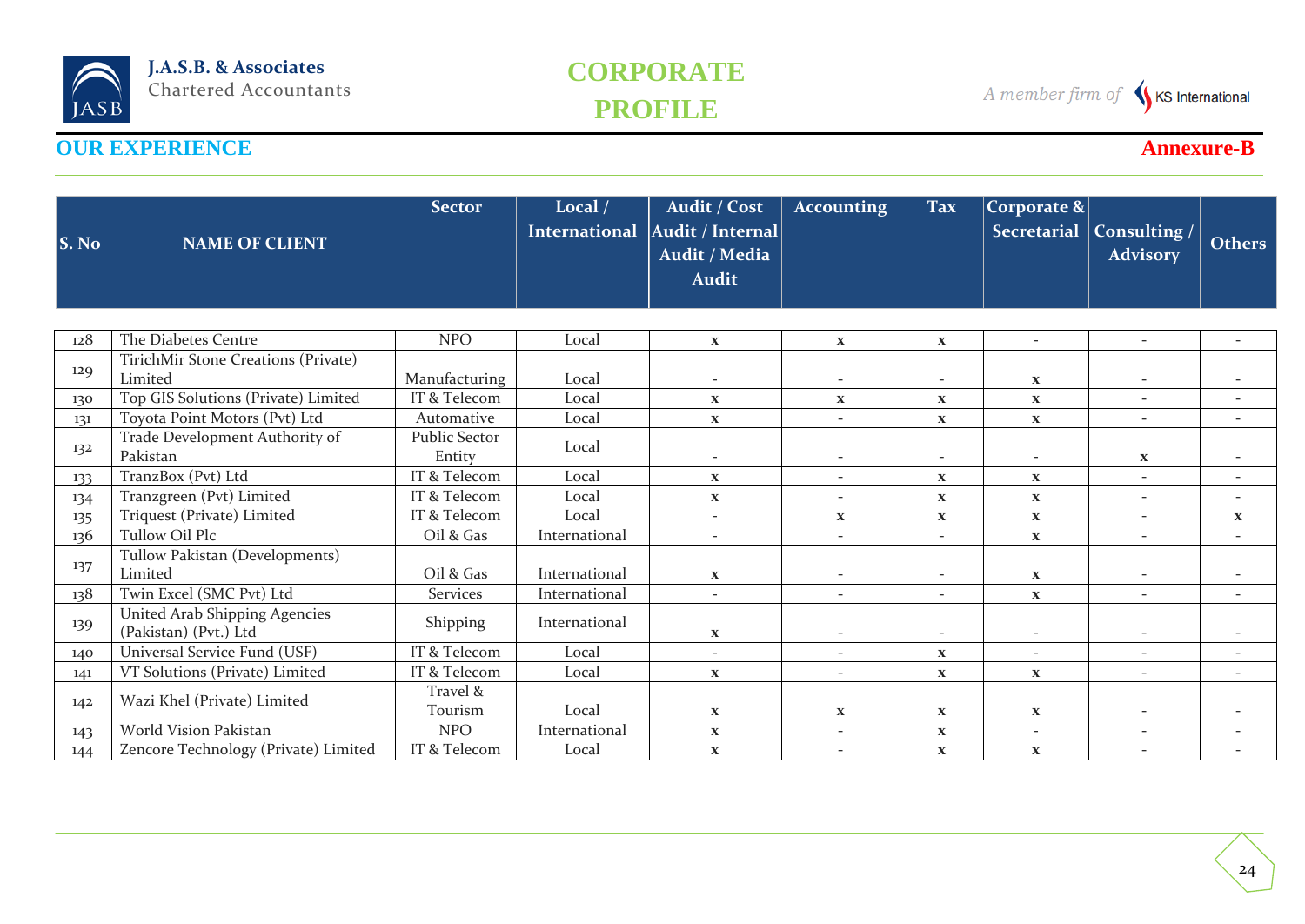## OUR EXPERIENCE

**Annexure-B**

| S. No | NAME OF CLIENT | Sector | Local / International | Audit / Cost Audit / Internal Audit / Media Audit | Accounting | Tax | Corporate & Secretarial | Consulting / Advisory | Others |
|---|---|---|---|---|---|---|---|---|---|
| 128 | The Diabetes Centre | NPO | Local | x | x | x | - | - | - |
| 129 | TirichMir Stone Creations (Private) Limited | Manufacturing | Local | - | - | - | x | - | - |
| 130 | Top GIS Solutions (Private) Limited | IT & Telecom | Local | x | x | x | x | - | - |
| 131 | Toyota Point Motors (Pvt) Ltd | Automative | Local | x | - | x | x | - | - |
| 132 | Trade Development Authority of Pakistan | Public Sector Entity | Local | - | - | - | - | x | - |
| 133 | TranzBox (Pvt) Ltd | IT & Telecom | Local | x | - | x | x | - | - |
| 134 | Tranzgreen (Pvt) Limited | IT & Telecom | Local | x | - | x | x | - | - |
| 135 | Triquest (Private) Limited | IT & Telecom | Local | - | x | x | x | - | x |
| 136 | Tullow Oil Plc | Oil & Gas | International | - | - | - | x | - | - |
| 137 | Tullow Pakistan (Developments) Limited | Oil & Gas | International | x | - | - | x | - | - |
| 138 | Twin Excel (SMC Pvt) Ltd | Services | International | - | - | - | x | - | - |
| 139 | United Arab Shipping Agencies (Pakistan) (Pvt.) Ltd | Shipping | International | x | - | - | - | - | - |
| 140 | Universal Service Fund (USF) | IT & Telecom | Local | - | - | x | - | - | - |
| 141 | VT Solutions (Private) Limited | IT & Telecom | Local | x | - | x | x | - | - |
| 142 | Wazi Khel (Private) Limited | Travel & Tourism | Local | x | x | x | x | - | - |
| 143 | World Vision Pakistan | NPO | International | x | - | x | - | - | - |
| 144 | Zencore Technology (Private) Limited | IT & Telecom | Local | x | - | x | x | - | - |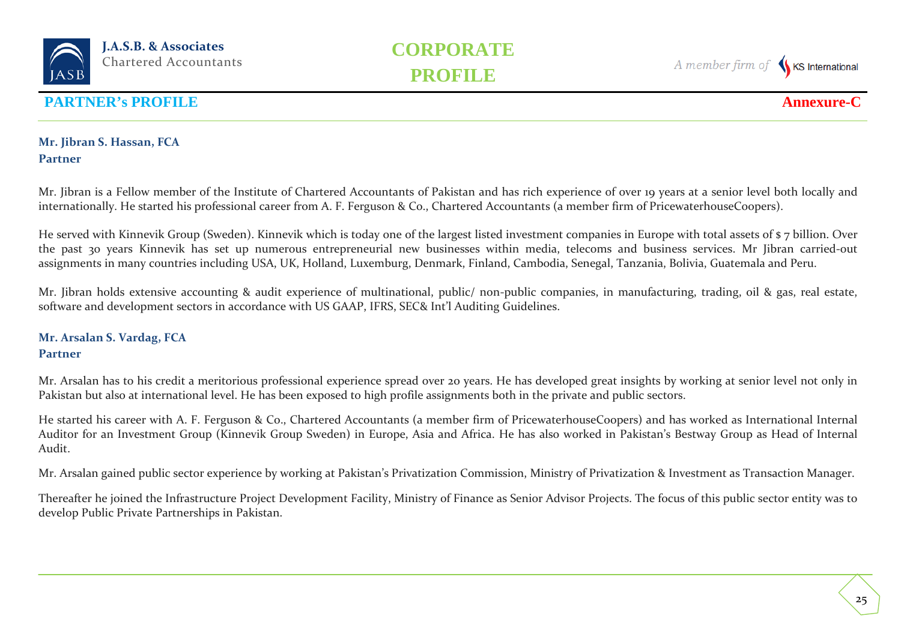## PARTNER's PROFILE

**Annexure-C**

**Mr. Jibran S. Hassan, FCA**
**Partner**

Mr. Jibran is a Fellow member of the Institute of Chartered Accountants of Pakistan and has rich experience of over 19 years at a senior level both locally and internationally. He started his professional career from A. F. Ferguson & Co., Chartered Accountants (a member firm of PricewaterhouseCoopers).

He served with Kinnevik Group (Sweden). Kinnevik which is today one of the largest listed investment companies in Europe with total assets of $ 7 billion. Over the past 30 years Kinnevik has set up numerous entrepreneurial new businesses within media, telecoms and business services. Mr Jibran carried-out assignments in many countries including USA, UK, Holland, Luxemburg, Denmark, Finland, Cambodia, Senegal, Tanzania, Bolivia, Guatemala and Peru.

Mr. Jibran holds extensive accounting & audit experience of multinational, public/ non-public companies, in manufacturing, trading, oil & gas, real estate, software and development sectors in accordance with US GAAP, IFRS, SEC& Int'l Auditing Guidelines.

**Mr. Arsalan S. Vardag, FCA**
**Partner**

Mr. Arsalan has to his credit a meritorious professional experience spread over 20 years. He has developed great insights by working at senior level not only in Pakistan but also at international level. He has been exposed to high profile assignments both in the private and public sectors.

He started his career with A. F. Ferguson & Co., Chartered Accountants (a member firm of PricewaterhouseCoopers) and has worked as International Internal Auditor for an Investment Group (Kinnevik Group Sweden) in Europe, Asia and Africa. He has also worked in Pakistan's Bestway Group as Head of Internal Audit.

Mr. Arsalan gained public sector experience by working at Pakistan's Privatization Commission, Ministry of Privatization & Investment as Transaction Manager.

Thereafter he joined the Infrastructure Project Development Facility, Ministry of Finance as Senior Advisor Projects. The focus of this public sector entity was to develop Public Private Partnerships in Pakistan.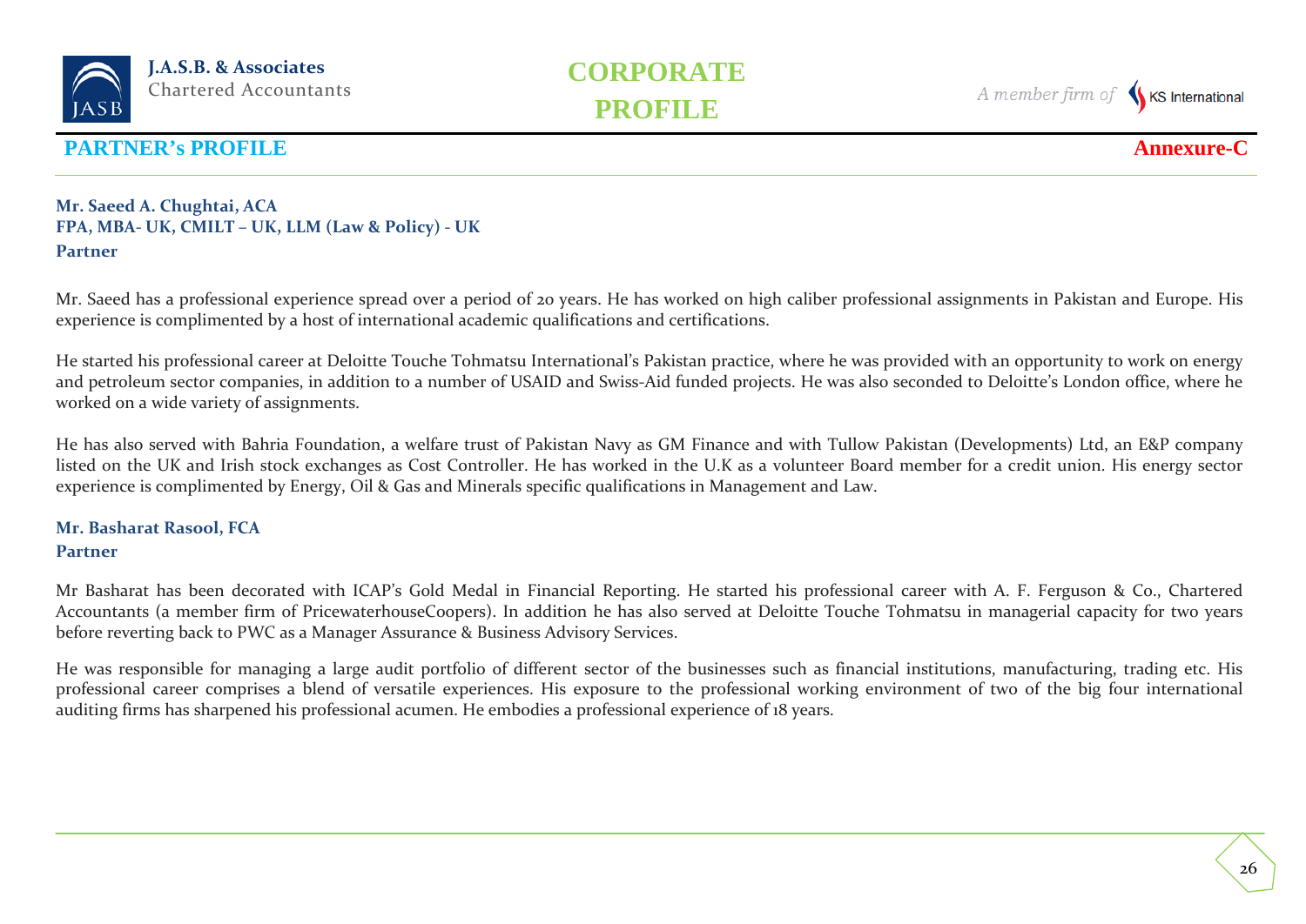## PARTNER's PROFILE

**Annexure-C**

**Mr. Saeed A. Chughtai, ACA**
**FPA, MBA- UK, CMILT – UK, LLM (Law & Policy) - UK**
**Partner**

Mr. Saeed has a professional experience spread over a period of 20 years. He has worked on high caliber professional assignments in Pakistan and Europe. His experience is complimented by a host of international academic qualifications and certifications.

He started his professional career at Deloitte Touche Tohmatsu International's Pakistan practice, where he was provided with an opportunity to work on energy and petroleum sector companies, in addition to a number of USAID and Swiss-Aid funded projects. He was also seconded to Deloitte's London office, where he worked on a wide variety of assignments.

He has also served with Bahria Foundation, a welfare trust of Pakistan Navy as GM Finance and with Tullow Pakistan (Developments) Ltd, an E&P company listed on the UK and Irish stock exchanges as Cost Controller. He has worked in the U.K as a volunteer Board member for a credit union. His energy sector experience is complimented by Energy, Oil & Gas and Minerals specific qualifications in Management and Law.

**Mr. Basharat Rasool, FCA**
**Partner**

Mr Basharat has been decorated with ICAP's Gold Medal in Financial Reporting. He started his professional career with A. F. Ferguson & Co., Chartered Accountants (a member firm of PricewaterhouseCoopers). In addition he has also served at Deloitte Touche Tohmatsu in managerial capacity for two years before reverting back to PWC as a Manager Assurance & Business Advisory Services.

He was responsible for managing a large audit portfolio of different sector of the businesses such as financial institutions, manufacturing, trading etc. His professional career comprises a blend of versatile experiences. His exposure to the professional working environment of two of the big four international auditing firms has sharpened his professional acumen. He embodies a professional experience of 18 years.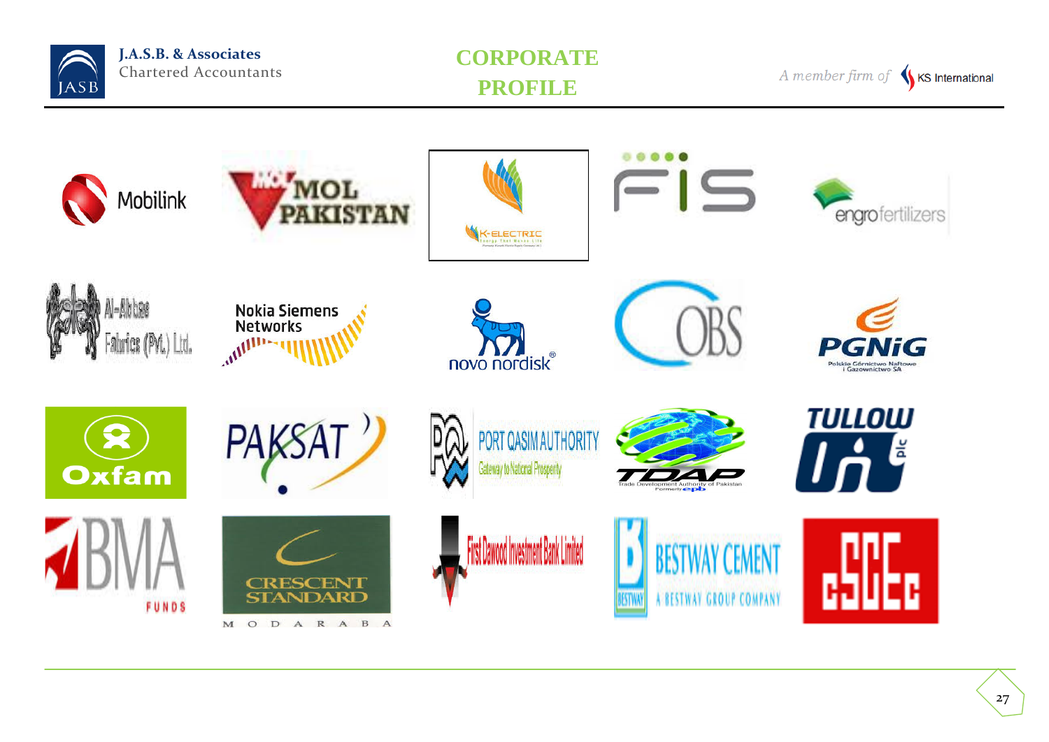Mobilink

MOL PAKISTAN

K-ELECTRIC

FIS

engro fertilizers

Al-Abbas Fabrics (Pvt.) Ltd.

Nokia Siemens Networks

novo nordisk®

OBS

PGNiG

Polskie Górnictwo Naftowe i Gazownictwo SA

Oxfam

PAKSAT

PORT QASIM AUTHORITY

Gateway to National Prosperity

TDAP

Trade Development Authority of Pakistan

Formerly epb

TULLOW plc

BMA FUNDS

CRESCENT STANDARD

MODARABA

First Dawood Investment Bank Limited

BESTWAY CEMENT

A BESTWAY GROUP COMPANY

cSCEc